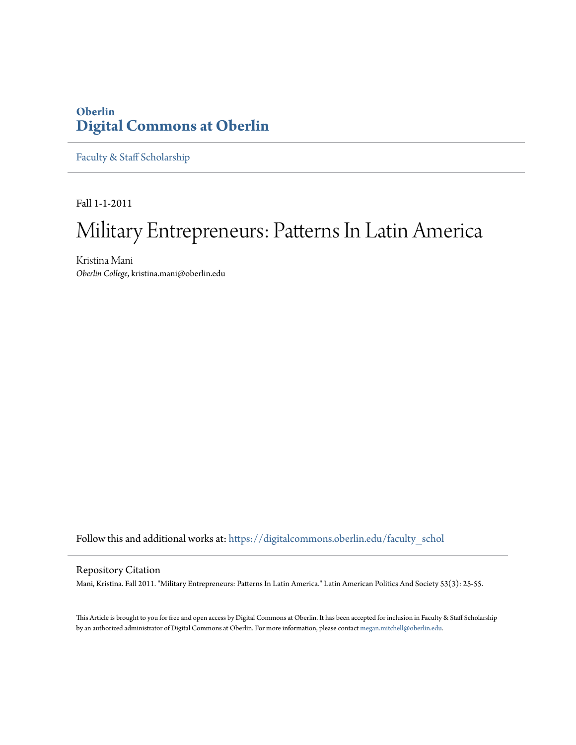**Oberlin**
**Digital Commons at Oberlin**

Faculty & Staff Scholarship

Fall 1-1-2011

# Military Entrepreneurs: Patterns In Latin America

Kristina Mani
*Oberlin College*, kristina.mani@oberlin.edu

Follow this and additional works at: https://digitalcommons.oberlin.edu/faculty_schol

Repository Citation
Mani, Kristina. Fall 2011. "Military Entrepreneurs: Patterns In Latin America." Latin American Politics And Society 53(3): 25-55.

This Article is brought to you for free and open access by Digital Commons at Oberlin. It has been accepted for inclusion in Faculty & Staff Scholarship by an authorized administrator of Digital Commons at Oberlin. For more information, please contact megan.mitchell@oberlin.edu.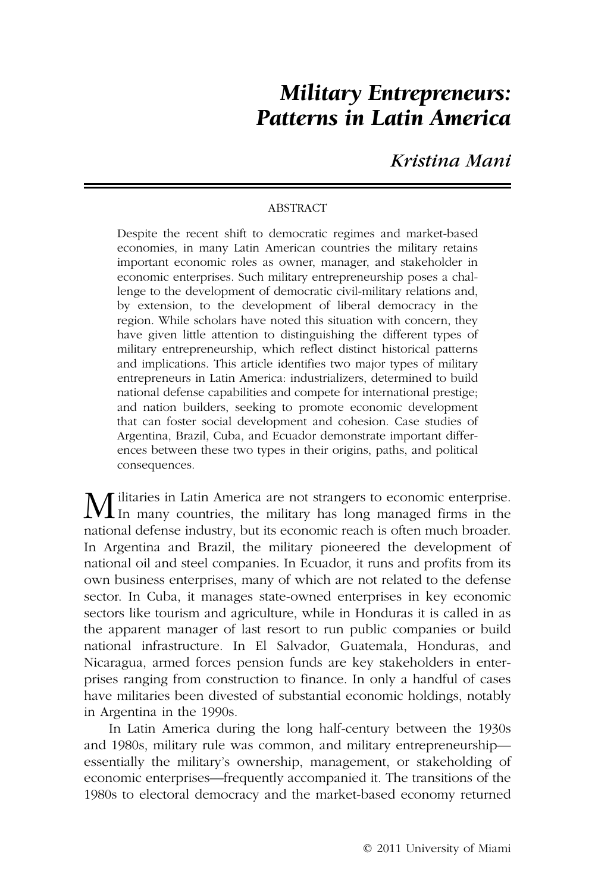# *Military Entrepreneurs: Patterns in Latin America*

## *Kristina Mani*

ABSTRACT

Despite the recent shift to democratic regimes and market-based economies, in many Latin American countries the military retains important economic roles as owner, manager, and stakeholder in economic enterprises. Such military entrepreneurship poses a challenge to the development of democratic civil-military relations and, by extension, to the development of liberal democracy in the region. While scholars have noted this situation with concern, they have given little attention to distinguishing the different types of military entrepreneurship, which reflect distinct historical patterns and implications. This article identifies two major types of military entrepreneurs in Latin America: industrializers, determined to build national defense capabilities and compete for international prestige; and nation builders, seeking to promote economic development that can foster social development and cohesion. Case studies of Argentina, Brazil, Cuba, and Ecuador demonstrate important differences between these two types in their origins, paths, and political consequences.

Militaries in Latin America are not strangers to economic enterprise. In many countries, the military has long managed firms in the national defense industry, but its economic reach is often much broader. In Argentina and Brazil, the military pioneered the development of national oil and steel companies. In Ecuador, it runs and profits from its own business enterprises, many of which are not related to the defense sector. In Cuba, it manages state-owned enterprises in key economic sectors like tourism and agriculture, while in Honduras it is called in as the apparent manager of last resort to run public companies or build national infrastructure. In El Salvador, Guatemala, Honduras, and Nicaragua, armed forces pension funds are key stakeholders in enterprises ranging from construction to finance. In only a handful of cases have militaries been divested of substantial economic holdings, notably in Argentina in the 1990s.

In Latin America during the long half-century between the 1930s and 1980s, military rule was common, and military entrepreneurship—essentially the military's ownership, management, or stakeholding of economic enterprises—frequently accompanied it. The transitions of the 1980s to electoral democracy and the market-based economy returned

© 2011 University of Miami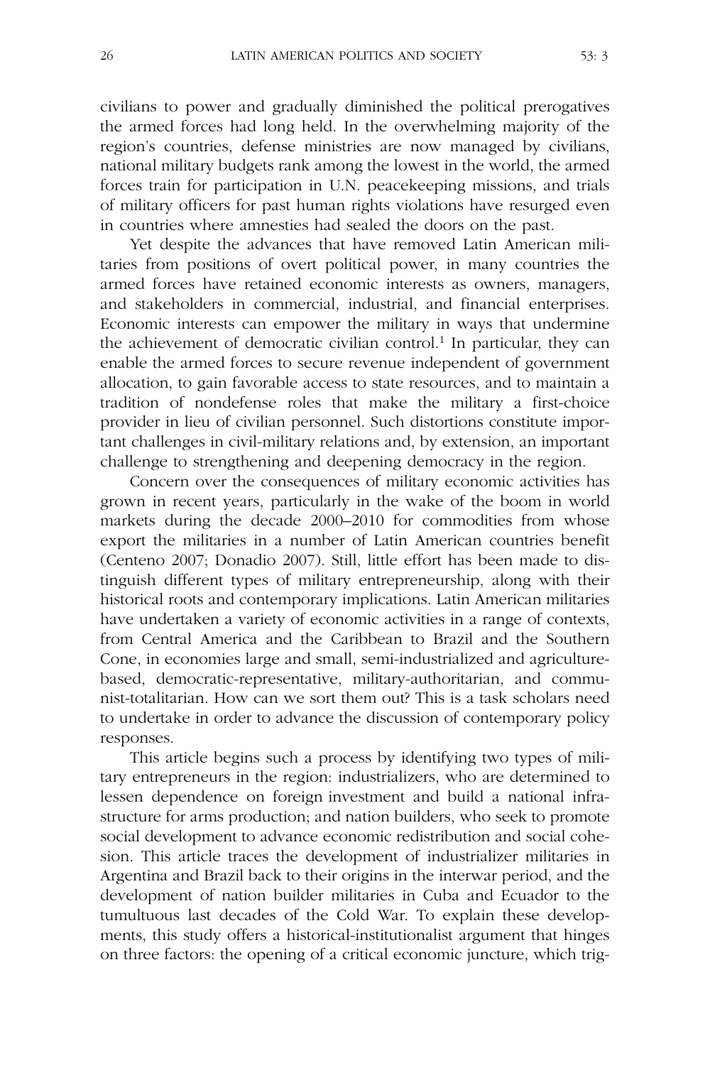civilians to power and gradually diminished the political prerogatives the armed forces had long held. In the overwhelming majority of the region's countries, defense ministries are now managed by civilians, national military budgets rank among the lowest in the world, the armed forces train for participation in U.N. peacekeeping missions, and trials of military officers for past human rights violations have resurged even in countries where amnesties had sealed the doors on the past.

Yet despite the advances that have removed Latin American militaries from positions of overt political power, in many countries the armed forces have retained economic interests as owners, managers, and stakeholders in commercial, industrial, and financial enterprises. Economic interests can empower the military in ways that undermine the achievement of democratic civilian control.[1] In particular, they can enable the armed forces to secure revenue independent of government allocation, to gain favorable access to state resources, and to maintain a tradition of nondefense roles that make the military a first-choice provider in lieu of civilian personnel. Such distortions constitute important challenges in civil-military relations and, by extension, an important challenge to strengthening and deepening democracy in the region.

Concern over the consequences of military economic activities has grown in recent years, particularly in the wake of the boom in world markets during the decade 2000–2010 for commodities from whose export the militaries in a number of Latin American countries benefit (Centeno 2007; Donadio 2007). Still, little effort has been made to distinguish different types of military entrepreneurship, along with their historical roots and contemporary implications. Latin American militaries have undertaken a variety of economic activities in a range of contexts, from Central America and the Caribbean to Brazil and the Southern Cone, in economies large and small, semi-industrialized and agriculture-based, democratic-representative, military-authoritarian, and communist-totalitarian. How can we sort them out? This is a task scholars need to undertake in order to advance the discussion of contemporary policy responses.

This article begins such a process by identifying two types of military entrepreneurs in the region: industrializers, who are determined to lessen dependence on foreign investment and build a national infrastructure for arms production; and nation builders, who seek to promote social development to advance economic redistribution and social cohesion. This article traces the development of industrializer militaries in Argentina and Brazil back to their origins in the interwar period, and the development of nation builder militaries in Cuba and Ecuador to the tumultuous last decades of the Cold War. To explain these developments, this study offers a historical-institutionalist argument that hinges on three factors: the opening of a critical economic juncture, which trig-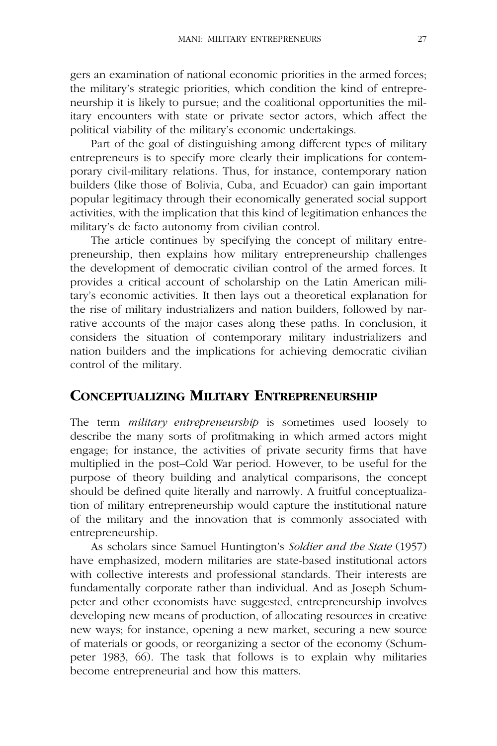gers an examination of national economic priorities in the armed forces; the military's strategic priorities, which condition the kind of entrepreneurship it is likely to pursue; and the coalitional opportunities the military encounters with state or private sector actors, which affect the political viability of the military's economic undertakings.

Part of the goal of distinguishing among different types of military entrepreneurs is to specify more clearly their implications for contemporary civil-military relations. Thus, for instance, contemporary nation builders (like those of Bolivia, Cuba, and Ecuador) can gain important popular legitimacy through their economically generated social support activities, with the implication that this kind of legitimation enhances the military's de facto autonomy from civilian control.

The article continues by specifying the concept of military entrepreneurship, then explains how military entrepreneurship challenges the development of democratic civilian control of the armed forces. It provides a critical account of scholarship on the Latin American military's economic activities. It then lays out a theoretical explanation for the rise of military industrializers and nation builders, followed by narrative accounts of the major cases along these paths. In conclusion, it considers the situation of contemporary military industrializers and nation builders and the implications for achieving democratic civilian control of the military.

## CONCEPTUALIZING MILITARY ENTREPRENEURSHIP

The term *military entrepreneurship* is sometimes used loosely to describe the many sorts of profitmaking in which armed actors might engage; for instance, the activities of private security firms that have multiplied in the post–Cold War period. However, to be useful for the purpose of theory building and analytical comparisons, the concept should be defined quite literally and narrowly. A fruitful conceptualization of military entrepreneurship would capture the institutional nature of the military and the innovation that is commonly associated with entrepreneurship.

As scholars since Samuel Huntington's *Soldier and the State* (1957) have emphasized, modern militaries are state-based institutional actors with collective interests and professional standards. Their interests are fundamentally corporate rather than individual. And as Joseph Schumpeter and other economists have suggested, entrepreneurship involves developing new means of production, of allocating resources in creative new ways; for instance, opening a new market, securing a new source of materials or goods, or reorganizing a sector of the economy (Schumpeter 1983, 66). The task that follows is to explain why militaries become entrepreneurial and how this matters.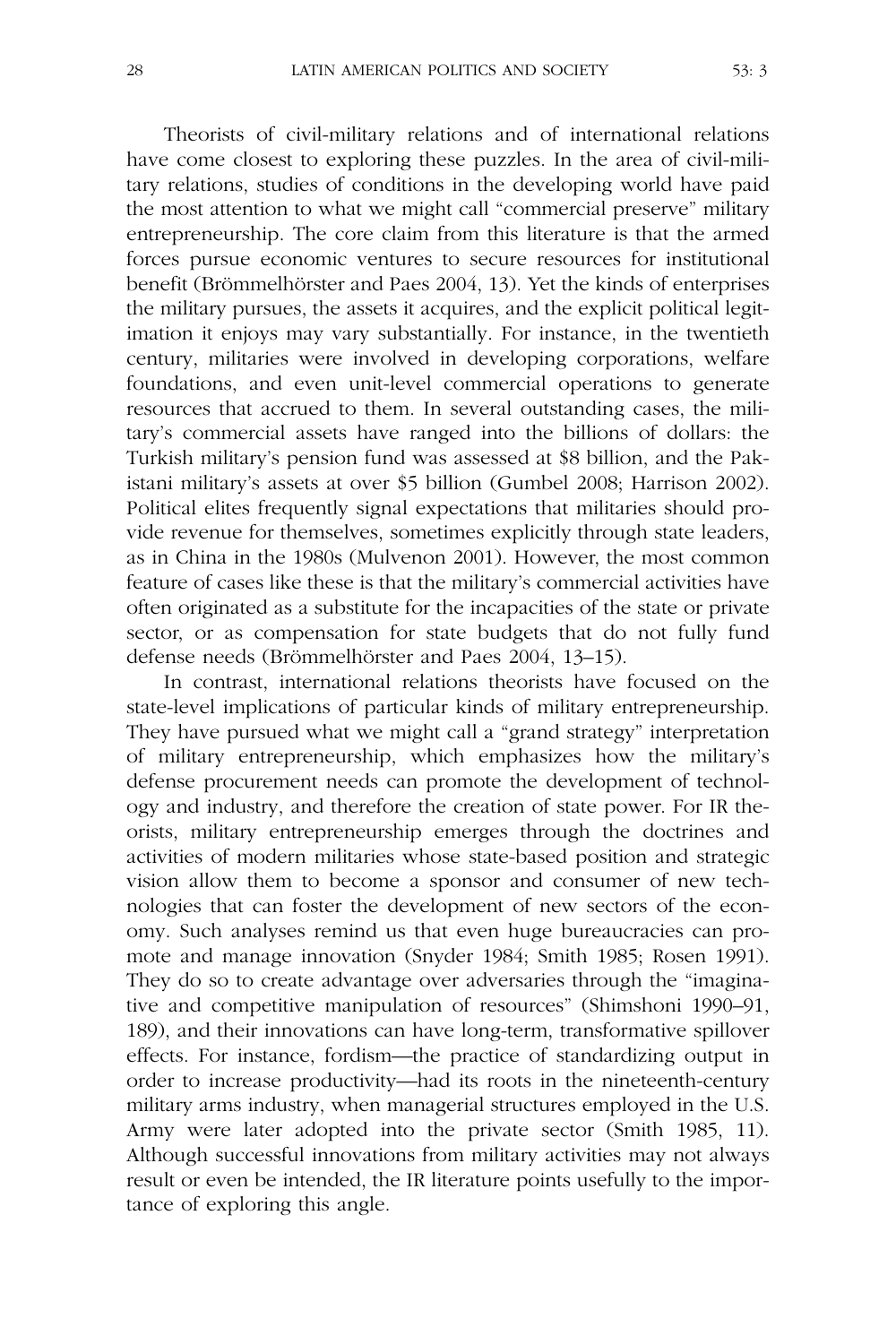Theorists of civil-military relations and of international relations have come closest to exploring these puzzles. In the area of civil-military relations, studies of conditions in the developing world have paid the most attention to what we might call "commercial preserve" military entrepreneurship. The core claim from this literature is that the armed forces pursue economic ventures to secure resources for institutional benefit (Brömmelhörster and Paes 2004, 13). Yet the kinds of enterprises the military pursues, the assets it acquires, and the explicit political legitimation it enjoys may vary substantially. For instance, in the twentieth century, militaries were involved in developing corporations, welfare foundations, and even unit-level commercial operations to generate resources that accrued to them. In several outstanding cases, the military's commercial assets have ranged into the billions of dollars: the Turkish military's pension fund was assessed at $8 billion, and the Pakistani military's assets at over $5 billion (Gumbel 2008; Harrison 2002). Political elites frequently signal expectations that militaries should provide revenue for themselves, sometimes explicitly through state leaders, as in China in the 1980s (Mulvenon 2001). However, the most common feature of cases like these is that the military's commercial activities have often originated as a substitute for the incapacities of the state or private sector, or as compensation for state budgets that do not fully fund defense needs (Brömmelhörster and Paes 2004, 13–15).

In contrast, international relations theorists have focused on the state-level implications of particular kinds of military entrepreneurship. They have pursued what we might call a "grand strategy" interpretation of military entrepreneurship, which emphasizes how the military's defense procurement needs can promote the development of technology and industry, and therefore the creation of state power. For IR theorists, military entrepreneurship emerges through the doctrines and activities of modern militaries whose state-based position and strategic vision allow them to become a sponsor and consumer of new technologies that can foster the development of new sectors of the economy. Such analyses remind us that even huge bureaucracies can promote and manage innovation (Snyder 1984; Smith 1985; Rosen 1991). They do so to create advantage over adversaries through the "imaginative and competitive manipulation of resources" (Shimshoni 1990–91, 189), and their innovations can have long-term, transformative spillover effects. For instance, fordism—the practice of standardizing output in order to increase productivity—had its roots in the nineteenth-century military arms industry, when managerial structures employed in the U.S. Army were later adopted into the private sector (Smith 1985, 11). Although successful innovations from military activities may not always result or even be intended, the IR literature points usefully to the importance of exploring this angle.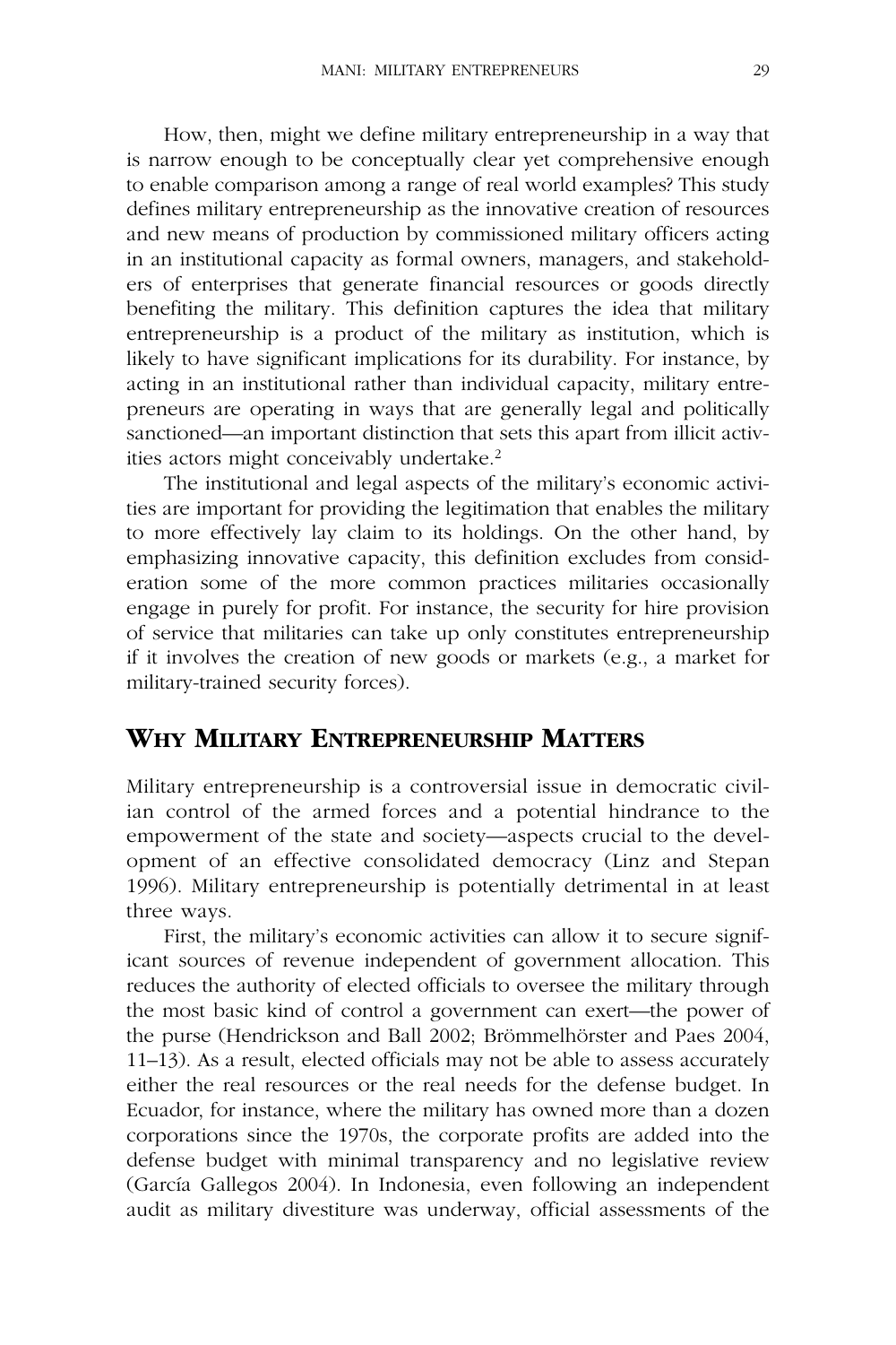How, then, might we define military entrepreneurship in a way that is narrow enough to be conceptually clear yet comprehensive enough to enable comparison among a range of real world examples? This study defines military entrepreneurship as the innovative creation of resources and new means of production by commissioned military officers acting in an institutional capacity as formal owners, managers, and stakeholders of enterprises that generate financial resources or goods directly benefiting the military. This definition captures the idea that military entrepreneurship is a product of the military as institution, which is likely to have significant implications for its durability. For instance, by acting in an institutional rather than individual capacity, military entrepreneurs are operating in ways that are generally legal and politically sanctioned—an important distinction that sets this apart from illicit activities actors might conceivably undertake.[2]

The institutional and legal aspects of the military's economic activities are important for providing the legitimation that enables the military to more effectively lay claim to its holdings. On the other hand, by emphasizing innovative capacity, this definition excludes from consideration some of the more common practices militaries occasionally engage in purely for profit. For instance, the security for hire provision of service that militaries can take up only constitutes entrepreneurship if it involves the creation of new goods or markets (e.g., a market for military-trained security forces).

## Why Military Entrepreneurship Matters

Military entrepreneurship is a controversial issue in democratic civilian control of the armed forces and a potential hindrance to the empowerment of the state and society—aspects crucial to the development of an effective consolidated democracy (Linz and Stepan 1996). Military entrepreneurship is potentially detrimental in at least three ways.

First, the military's economic activities can allow it to secure significant sources of revenue independent of government allocation. This reduces the authority of elected officials to oversee the military through the most basic kind of control a government can exert—the power of the purse (Hendrickson and Ball 2002; Brömmelhörster and Paes 2004, 11–13). As a result, elected officials may not be able to assess accurately either the real resources or the real needs for the defense budget. In Ecuador, for instance, where the military has owned more than a dozen corporations since the 1970s, the corporate profits are added into the defense budget with minimal transparency and no legislative review (García Gallegos 2004). In Indonesia, even following an independent audit as military divestiture was underway, official assessments of the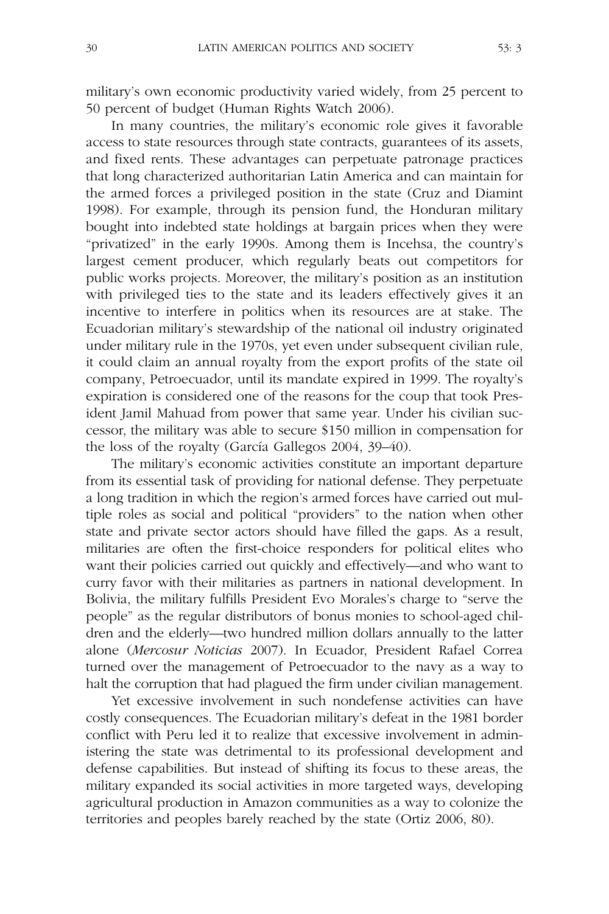military's own economic productivity varied widely, from 25 percent to 50 percent of budget (Human Rights Watch 2006).

In many countries, the military's economic role gives it favorable access to state resources through state contracts, guarantees of its assets, and fixed rents. These advantages can perpetuate patronage practices that long characterized authoritarian Latin America and can maintain for the armed forces a privileged position in the state (Cruz and Diamint 1998). For example, through its pension fund, the Honduran military bought into indebted state holdings at bargain prices when they were "privatized" in the early 1990s. Among them is Incehsa, the country's largest cement producer, which regularly beats out competitors for public works projects. Moreover, the military's position as an institution with privileged ties to the state and its leaders effectively gives it an incentive to interfere in politics when its resources are at stake. The Ecuadorian military's stewardship of the national oil industry originated under military rule in the 1970s, yet even under subsequent civilian rule, it could claim an annual royalty from the export profits of the state oil company, Petroecuador, until its mandate expired in 1999. The royalty's expiration is considered one of the reasons for the coup that took President Jamil Mahuad from power that same year. Under his civilian successor, the military was able to secure $150 million in compensation for the loss of the royalty (García Gallegos 2004, 39–40).

The military's economic activities constitute an important departure from its essential task of providing for national defense. They perpetuate a long tradition in which the region's armed forces have carried out multiple roles as social and political "providers" to the nation when other state and private sector actors should have filled the gaps. As a result, militaries are often the first-choice responders for political elites who want their policies carried out quickly and effectively—and who want to curry favor with their militaries as partners in national development. In Bolivia, the military fulfills President Evo Morales's charge to "serve the people" as the regular distributors of bonus monies to school-aged children and the elderly—two hundred million dollars annually to the latter alone (*Mercosur Noticias* 2007). In Ecuador, President Rafael Correa turned over the management of Petroecuador to the navy as a way to halt the corruption that had plagued the firm under civilian management.

Yet excessive involvement in such nondefense activities can have costly consequences. The Ecuadorian military's defeat in the 1981 border conflict with Peru led it to realize that excessive involvement in administering the state was detrimental to its professional development and defense capabilities. But instead of shifting its focus to these areas, the military expanded its social activities in more targeted ways, developing agricultural production in Amazon communities as a way to colonize the territories and peoples barely reached by the state (Ortiz 2006, 80).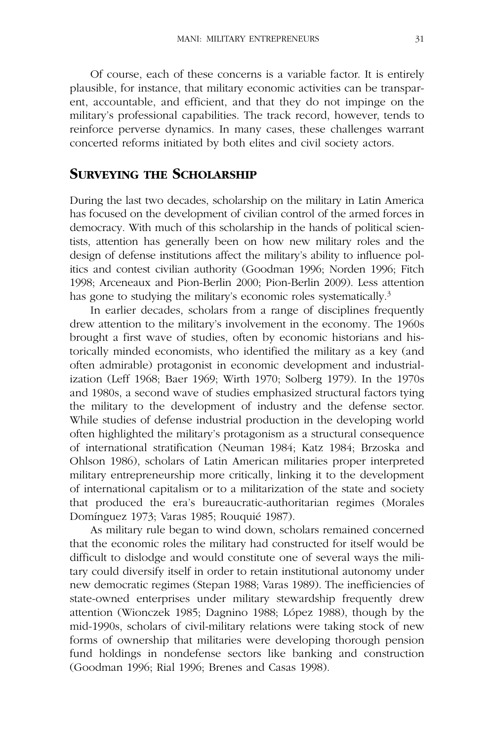Of course, each of these concerns is a variable factor. It is entirely plausible, for instance, that military economic activities can be transparent, accountable, and efficient, and that they do not impinge on the military's professional capabilities. The track record, however, tends to reinforce perverse dynamics. In many cases, these challenges warrant concerted reforms initiated by both elites and civil society actors.

## SURVEYING THE SCHOLARSHIP

During the last two decades, scholarship on the military in Latin America has focused on the development of civilian control of the armed forces in democracy. With much of this scholarship in the hands of political scientists, attention has generally been on how new military roles and the design of defense institutions affect the military's ability to influence politics and contest civilian authority (Goodman 1996; Norden 1996; Fitch 1998; Arceneaux and Pion-Berlin 2000; Pion-Berlin 2009). Less attention has gone to studying the military's economic roles systematically.[3]

In earlier decades, scholars from a range of disciplines frequently drew attention to the military's involvement in the economy. The 1960s brought a first wave of studies, often by economic historians and historically minded economists, who identified the military as a key (and often admirable) protagonist in economic development and industrialization (Leff 1968; Baer 1969; Wirth 1970; Solberg 1979). In the 1970s and 1980s, a second wave of studies emphasized structural factors tying the military to the development of industry and the defense sector. While studies of defense industrial production in the developing world often highlighted the military's protagonism as a structural consequence of international stratification (Neuman 1984; Katz 1984; Brzoska and Ohlson 1986), scholars of Latin American militaries proper interpreted military entrepreneurship more critically, linking it to the development of international capitalism or to a militarization of the state and society that produced the era's bureaucratic-authoritarian regimes (Morales Domínguez 1973; Varas 1985; Rouquié 1987).

As military rule began to wind down, scholars remained concerned that the economic roles the military had constructed for itself would be difficult to dislodge and would constitute one of several ways the military could diversify itself in order to retain institutional autonomy under new democratic regimes (Stepan 1988; Varas 1989). The inefficiencies of state-owned enterprises under military stewardship frequently drew attention (Wionczek 1985; Dagnino 1988; López 1988), though by the mid-1990s, scholars of civil-military relations were taking stock of new forms of ownership that militaries were developing thorough pension fund holdings in nondefense sectors like banking and construction (Goodman 1996; Rial 1996; Brenes and Casas 1998).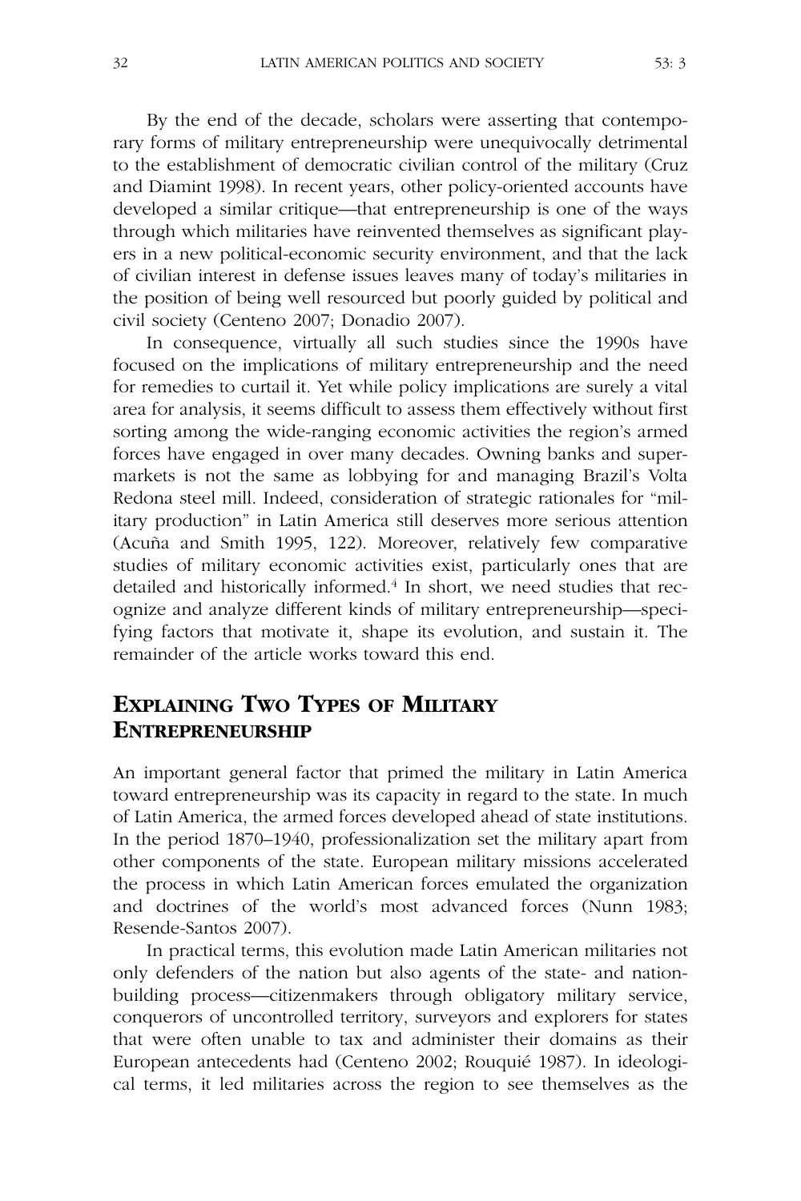By the end of the decade, scholars were asserting that contemporary forms of military entrepreneurship were unequivocally detrimental to the establishment of democratic civilian control of the military (Cruz and Diamint 1998). In recent years, other policy-oriented accounts have developed a similar critique—that entrepreneurship is one of the ways through which militaries have reinvented themselves as significant players in a new political-economic security environment, and that the lack of civilian interest in defense issues leaves many of today's militaries in the position of being well resourced but poorly guided by political and civil society (Centeno 2007; Donadio 2007).

In consequence, virtually all such studies since the 1990s have focused on the implications of military entrepreneurship and the need for remedies to curtail it. Yet while policy implications are surely a vital area for analysis, it seems difficult to assess them effectively without first sorting among the wide-ranging economic activities the region's armed forces have engaged in over many decades. Owning banks and supermarkets is not the same as lobbying for and managing Brazil's Volta Redona steel mill. Indeed, consideration of strategic rationales for "military production" in Latin America still deserves more serious attention (Acuña and Smith 1995, 122). Moreover, relatively few comparative studies of military economic activities exist, particularly ones that are detailed and historically informed.[4] In short, we need studies that recognize and analyze different kinds of military entrepreneurship—specifying factors that motivate it, shape its evolution, and sustain it. The remainder of the article works toward this end.

## EXPLAINING TWO TYPES OF MILITARY ENTREPRENEURSHIP

An important general factor that primed the military in Latin America toward entrepreneurship was its capacity in regard to the state. In much of Latin America, the armed forces developed ahead of state institutions. In the period 1870–1940, professionalization set the military apart from other components of the state. European military missions accelerated the process in which Latin American forces emulated the organization and doctrines of the world's most advanced forces (Nunn 1983; Resende-Santos 2007).

In practical terms, this evolution made Latin American militaries not only defenders of the nation but also agents of the state- and nation-building process—citizenmakers through obligatory military service, conquerors of uncontrolled territory, surveyors and explorers for states that were often unable to tax and administer their domains as their European antecedents had (Centeno 2002; Rouquié 1987). In ideological terms, it led militaries across the region to see themselves as the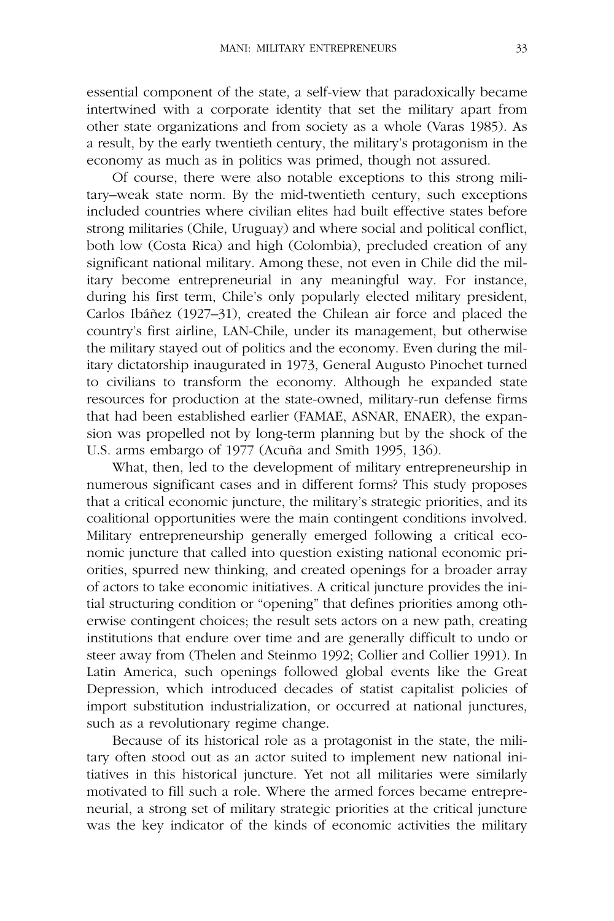essential component of the state, a self-view that paradoxically became intertwined with a corporate identity that set the military apart from other state organizations and from society as a whole (Varas 1985). As a result, by the early twentieth century, the military's protagonism in the economy as much as in politics was primed, though not assured.

Of course, there were also notable exceptions to this strong military–weak state norm. By the mid-twentieth century, such exceptions included countries where civilian elites had built effective states before strong militaries (Chile, Uruguay) and where social and political conflict, both low (Costa Rica) and high (Colombia), precluded creation of any significant national military. Among these, not even in Chile did the military become entrepreneurial in any meaningful way. For instance, during his first term, Chile's only popularly elected military president, Carlos Ibáñez (1927–31), created the Chilean air force and placed the country's first airline, LAN-Chile, under its management, but otherwise the military stayed out of politics and the economy. Even during the military dictatorship inaugurated in 1973, General Augusto Pinochet turned to civilians to transform the economy. Although he expanded state resources for production at the state-owned, military-run defense firms that had been established earlier (FAMAE, ASNAR, ENAER), the expansion was propelled not by long-term planning but by the shock of the U.S. arms embargo of 1977 (Acuña and Smith 1995, 136).

What, then, led to the development of military entrepreneurship in numerous significant cases and in different forms? This study proposes that a critical economic juncture, the military's strategic priorities, and its coalitional opportunities were the main contingent conditions involved. Military entrepreneurship generally emerged following a critical economic juncture that called into question existing national economic priorities, spurred new thinking, and created openings for a broader array of actors to take economic initiatives. A critical juncture provides the initial structuring condition or "opening" that defines priorities among otherwise contingent choices; the result sets actors on a new path, creating institutions that endure over time and are generally difficult to undo or steer away from (Thelen and Steinmo 1992; Collier and Collier 1991). In Latin America, such openings followed global events like the Great Depression, which introduced decades of statist capitalist policies of import substitution industrialization, or occurred at national junctures, such as a revolutionary regime change.

Because of its historical role as a protagonist in the state, the military often stood out as an actor suited to implement new national initiatives in this historical juncture. Yet not all militaries were similarly motivated to fill such a role. Where the armed forces became entrepreneurial, a strong set of military strategic priorities at the critical juncture was the key indicator of the kinds of economic activities the military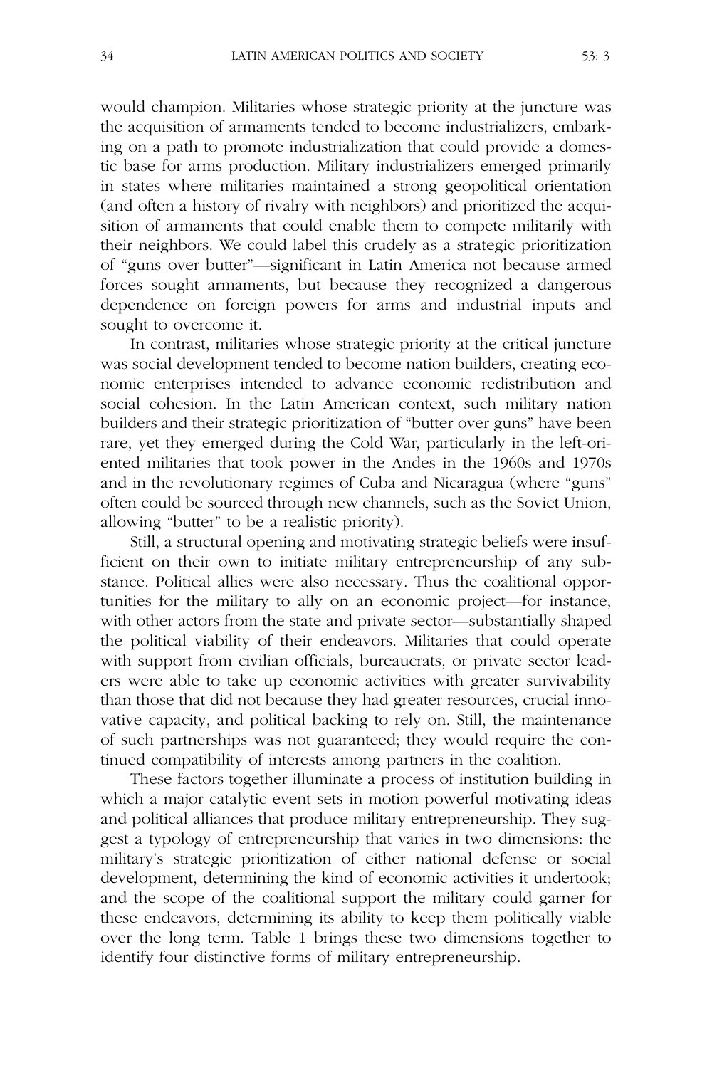would champion. Militaries whose strategic priority at the juncture was the acquisition of armaments tended to become industrializers, embarking on a path to promote industrialization that could provide a domestic base for arms production. Military industrializers emerged primarily in states where militaries maintained a strong geopolitical orientation (and often a history of rivalry with neighbors) and prioritized the acquisition of armaments that could enable them to compete militarily with their neighbors. We could label this crudely as a strategic prioritization of "guns over butter"—significant in Latin America not because armed forces sought armaments, but because they recognized a dangerous dependence on foreign powers for arms and industrial inputs and sought to overcome it.

In contrast, militaries whose strategic priority at the critical juncture was social development tended to become nation builders, creating economic enterprises intended to advance economic redistribution and social cohesion. In the Latin American context, such military nation builders and their strategic prioritization of "butter over guns" have been rare, yet they emerged during the Cold War, particularly in the left-oriented militaries that took power in the Andes in the 1960s and 1970s and in the revolutionary regimes of Cuba and Nicaragua (where "guns" often could be sourced through new channels, such as the Soviet Union, allowing "butter" to be a realistic priority).

Still, a structural opening and motivating strategic beliefs were insufficient on their own to initiate military entrepreneurship of any substance. Political allies were also necessary. Thus the coalitional opportunities for the military to ally on an economic project—for instance, with other actors from the state and private sector—substantially shaped the political viability of their endeavors. Militaries that could operate with support from civilian officials, bureaucrats, or private sector leaders were able to take up economic activities with greater survivability than those that did not because they had greater resources, crucial innovative capacity, and political backing to rely on. Still, the maintenance of such partnerships was not guaranteed; they would require the continued compatibility of interests among partners in the coalition.

These factors together illuminate a process of institution building in which a major catalytic event sets in motion powerful motivating ideas and political alliances that produce military entrepreneurship. They suggest a typology of entrepreneurship that varies in two dimensions: the military's strategic prioritization of either national defense or social development, determining the kind of economic activities it undertook; and the scope of the coalitional support the military could garner for these endeavors, determining its ability to keep them politically viable over the long term. Table 1 brings these two dimensions together to identify four distinctive forms of military entrepreneurship.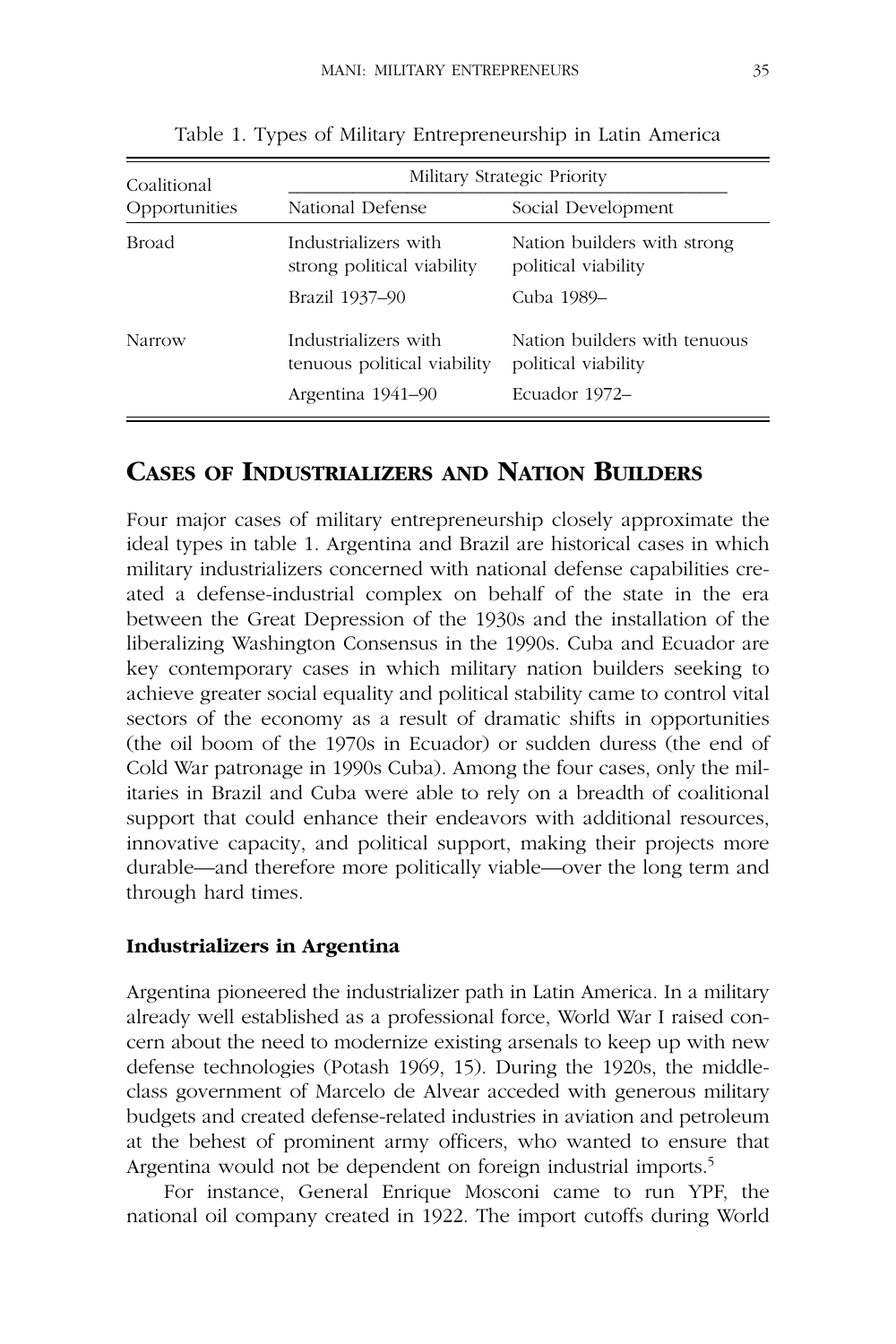Table 1. Types of Military Entrepreneurship in Latin America

| Coalitional Opportunities | Military Strategic Priority | |
|---|---|---|
| | National Defense | Social Development |
| Broad | Industrializers with strong political viability<br><br>Brazil 1937–90 | Nation builders with strong political viability<br><br>Cuba 1989– |
| Narrow | Industrializers with tenuous political viability<br><br>Argentina 1941–90 | Nation builders with tenuous political viability<br><br>Ecuador 1972– |

## Cases of Industrializers and Nation Builders

Four major cases of military entrepreneurship closely approximate the ideal types in table 1. Argentina and Brazil are historical cases in which military industrializers concerned with national defense capabilities created a defense-industrial complex on behalf of the state in the era between the Great Depression of the 1930s and the installation of the liberalizing Washington Consensus in the 1990s. Cuba and Ecuador are key contemporary cases in which military nation builders seeking to achieve greater social equality and political stability came to control vital sectors of the economy as a result of dramatic shifts in opportunities (the oil boom of the 1970s in Ecuador) or sudden duress (the end of Cold War patronage in 1990s Cuba). Among the four cases, only the militaries in Brazil and Cuba were able to rely on a breadth of coalitional support that could enhance their endeavors with additional resources, innovative capacity, and political support, making their projects more durable—and therefore more politically viable—over the long term and through hard times.

### Industrializers in Argentina

Argentina pioneered the industrializer path in Latin America. In a military already well established as a professional force, World War I raised concern about the need to modernize existing arsenals to keep up with new defense technologies (Potash 1969, 15). During the 1920s, the middle-class government of Marcelo de Alvear acceded with generous military budgets and created defense-related industries in aviation and petroleum at the behest of prominent army officers, who wanted to ensure that Argentina would not be dependent on foreign industrial imports.[5]

For instance, General Enrique Mosconi came to run YPF, the national oil company created in 1922. The import cutoffs during World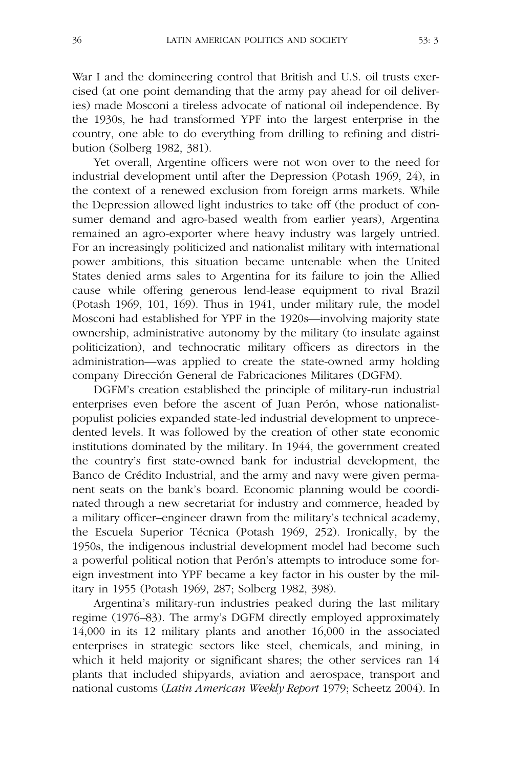War I and the domineering control that British and U.S. oil trusts exercised (at one point demanding that the army pay ahead for oil deliveries) made Mosconi a tireless advocate of national oil independence. By the 1930s, he had transformed YPF into the largest enterprise in the country, one able to do everything from drilling to refining and distribution (Solberg 1982, 381).

Yet overall, Argentine officers were not won over to the need for industrial development until after the Depression (Potash 1969, 24), in the context of a renewed exclusion from foreign arms markets. While the Depression allowed light industries to take off (the product of consumer demand and agro-based wealth from earlier years), Argentina remained an agro-exporter where heavy industry was largely untried. For an increasingly politicized and nationalist military with international power ambitions, this situation became untenable when the United States denied arms sales to Argentina for its failure to join the Allied cause while offering generous lend-lease equipment to rival Brazil (Potash 1969, 101, 169). Thus in 1941, under military rule, the model Mosconi had established for YPF in the 1920s—involving majority state ownership, administrative autonomy by the military (to insulate against politicization), and technocratic military officers as directors in the administration—was applied to create the state-owned army holding company Dirección General de Fabricaciones Militares (DGFM).

DGFM's creation established the principle of military-run industrial enterprises even before the ascent of Juan Perón, whose nationalist-populist policies expanded state-led industrial development to unprecedented levels. It was followed by the creation of other state economic institutions dominated by the military. In 1944, the government created the country's first state-owned bank for industrial development, the Banco de Crédito Industrial, and the army and navy were given permanent seats on the bank's board. Economic planning would be coordinated through a new secretariat for industry and commerce, headed by a military officer–engineer drawn from the military's technical academy, the Escuela Superior Técnica (Potash 1969, 252). Ironically, by the 1950s, the indigenous industrial development model had become such a powerful political notion that Perón's attempts to introduce some foreign investment into YPF became a key factor in his ouster by the military in 1955 (Potash 1969, 287; Solberg 1982, 398).

Argentina's military-run industries peaked during the last military regime (1976–83). The army's DGFM directly employed approximately 14,000 in its 12 military plants and another 16,000 in the associated enterprises in strategic sectors like steel, chemicals, and mining, in which it held majority or significant shares; the other services ran 14 plants that included shipyards, aviation and aerospace, transport and national customs (*Latin American Weekly Report* 1979; Scheetz 2004). In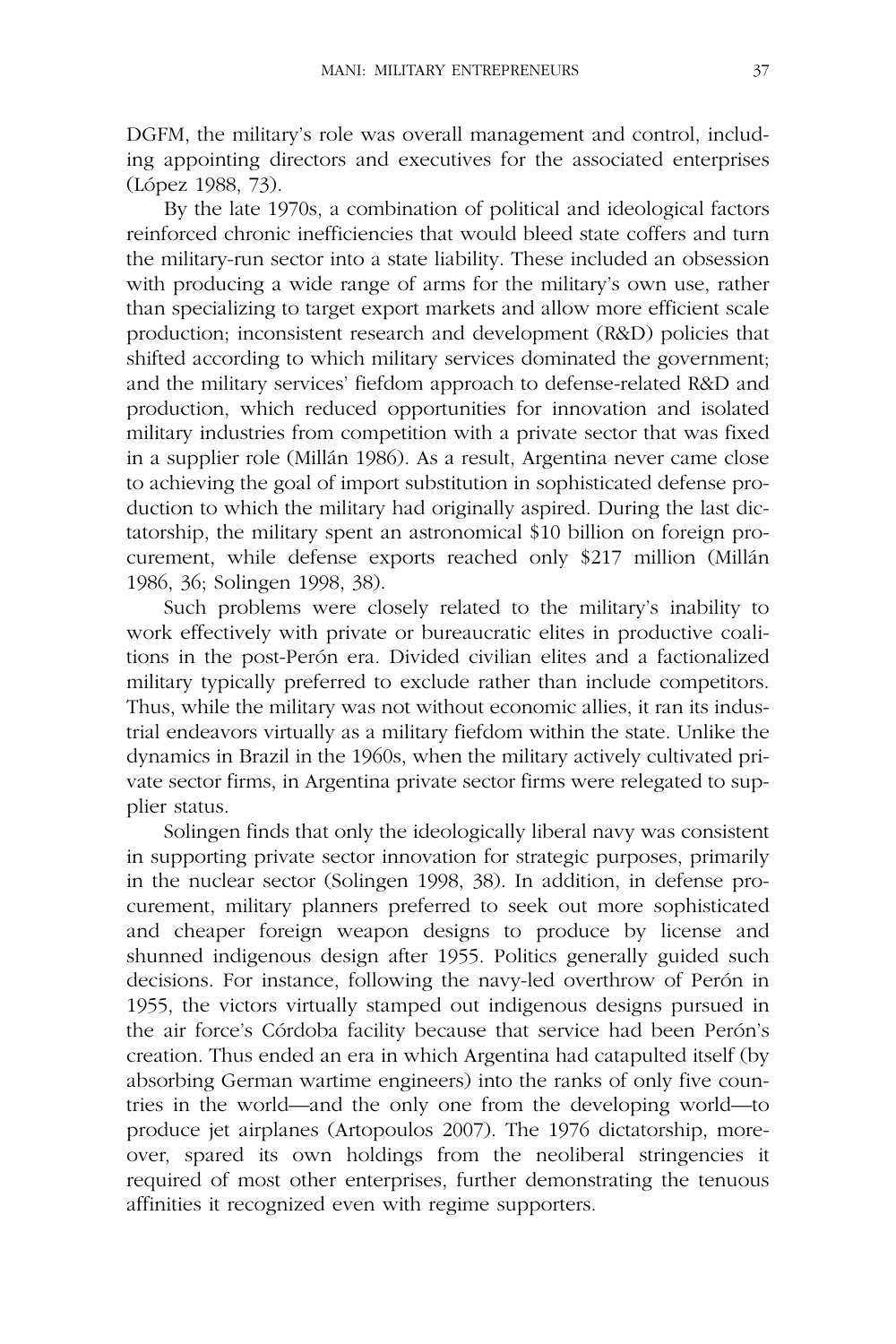DGFM, the military's role was overall management and control, including appointing directors and executives for the associated enterprises (López 1988, 73).

By the late 1970s, a combination of political and ideological factors reinforced chronic inefficiencies that would bleed state coffers and turn the military-run sector into a state liability. These included an obsession with producing a wide range of arms for the military's own use, rather than specializing to target export markets and allow more efficient scale production; inconsistent research and development (R&D) policies that shifted according to which military services dominated the government; and the military services' fiefdom approach to defense-related R&D and production, which reduced opportunities for innovation and isolated military industries from competition with a private sector that was fixed in a supplier role (Millán 1986). As a result, Argentina never came close to achieving the goal of import substitution in sophisticated defense production to which the military had originally aspired. During the last dictatorship, the military spent an astronomical $10 billion on foreign procurement, while defense exports reached only $217 million (Millán 1986, 36; Solingen 1998, 38).

Such problems were closely related to the military's inability to work effectively with private or bureaucratic elites in productive coalitions in the post-Perón era. Divided civilian elites and a factionalized military typically preferred to exclude rather than include competitors. Thus, while the military was not without economic allies, it ran its industrial endeavors virtually as a military fiefdom within the state. Unlike the dynamics in Brazil in the 1960s, when the military actively cultivated private sector firms, in Argentina private sector firms were relegated to supplier status.

Solingen finds that only the ideologically liberal navy was consistent in supporting private sector innovation for strategic purposes, primarily in the nuclear sector (Solingen 1998, 38). In addition, in defense procurement, military planners preferred to seek out more sophisticated and cheaper foreign weapon designs to produce by license and shunned indigenous design after 1955. Politics generally guided such decisions. For instance, following the navy-led overthrow of Perón in 1955, the victors virtually stamped out indigenous designs pursued in the air force's Córdoba facility because that service had been Perón's creation. Thus ended an era in which Argentina had catapulted itself (by absorbing German wartime engineers) into the ranks of only five countries in the world—and the only one from the developing world—to produce jet airplanes (Artopoulos 2007). The 1976 dictatorship, moreover, spared its own holdings from the neoliberal stringencies it required of most other enterprises, further demonstrating the tenuous affinities it recognized even with regime supporters.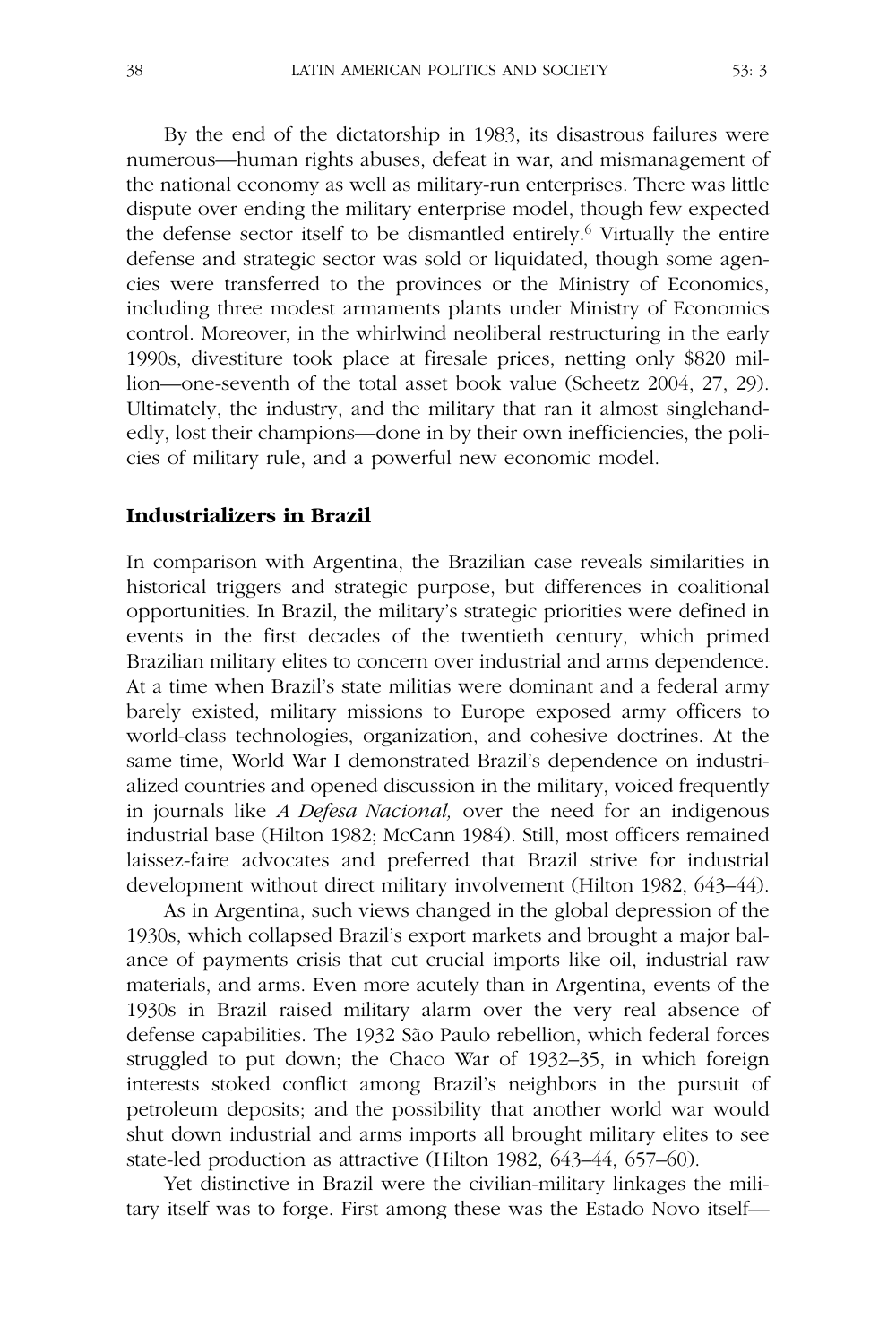By the end of the dictatorship in 1983, its disastrous failures were numerous—human rights abuses, defeat in war, and mismanagement of the national economy as well as military-run enterprises. There was little dispute over ending the military enterprise model, though few expected the defense sector itself to be dismantled entirely.[6] Virtually the entire defense and strategic sector was sold or liquidated, though some agencies were transferred to the provinces or the Ministry of Economics, including three modest armaments plants under Ministry of Economics control. Moreover, in the whirlwind neoliberal restructuring in the early 1990s, divestiture took place at firesale prices, netting only $820 million—one-seventh of the total asset book value (Scheetz 2004, 27, 29). Ultimately, the industry, and the military that ran it almost singlehandedly, lost their champions—done in by their own inefficiencies, the policies of military rule, and a powerful new economic model.

## Industrializers in Brazil

In comparison with Argentina, the Brazilian case reveals similarities in historical triggers and strategic purpose, but differences in coalitional opportunities. In Brazil, the military's strategic priorities were defined in events in the first decades of the twentieth century, which primed Brazilian military elites to concern over industrial and arms dependence. At a time when Brazil's state militias were dominant and a federal army barely existed, military missions to Europe exposed army officers to world-class technologies, organization, and cohesive doctrines. At the same time, World War I demonstrated Brazil's dependence on industrialized countries and opened discussion in the military, voiced frequently in journals like *A Defesa Nacional,* over the need for an indigenous industrial base (Hilton 1982; McCann 1984). Still, most officers remained laissez-faire advocates and preferred that Brazil strive for industrial development without direct military involvement (Hilton 1982, 643–44).

As in Argentina, such views changed in the global depression of the 1930s, which collapsed Brazil's export markets and brought a major balance of payments crisis that cut crucial imports like oil, industrial raw materials, and arms. Even more acutely than in Argentina, events of the 1930s in Brazil raised military alarm over the very real absence of defense capabilities. The 1932 São Paulo rebellion, which federal forces struggled to put down; the Chaco War of 1932–35, in which foreign interests stoked conflict among Brazil's neighbors in the pursuit of petroleum deposits; and the possibility that another world war would shut down industrial and arms imports all brought military elites to see state-led production as attractive (Hilton 1982, 643–44, 657–60).

Yet distinctive in Brazil were the civilian-military linkages the military itself was to forge. First among these was the Estado Novo itself—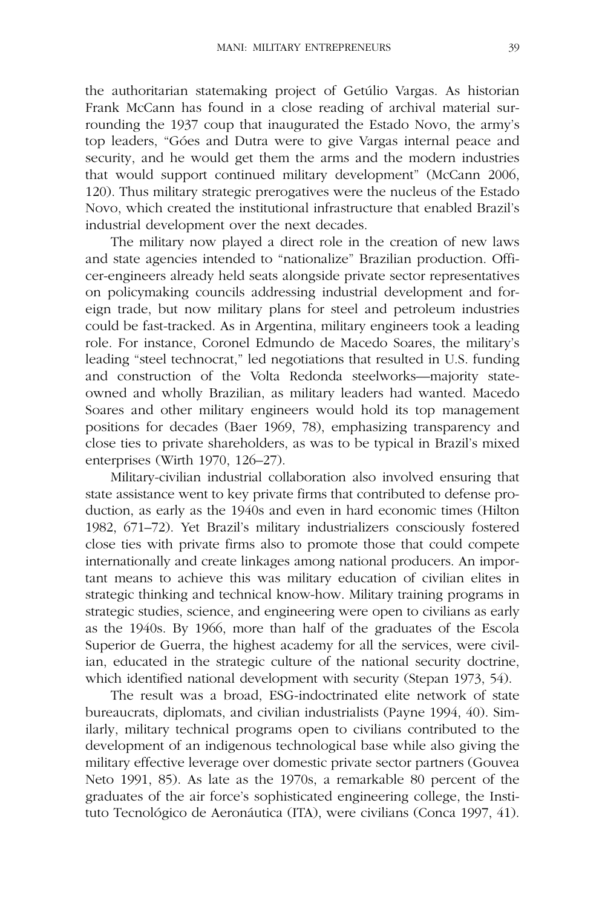the authoritarian statemaking project of Getúlio Vargas. As historian Frank McCann has found in a close reading of archival material surrounding the 1937 coup that inaugurated the Estado Novo, the army's top leaders, "Góes and Dutra were to give Vargas internal peace and security, and he would get them the arms and the modern industries that would support continued military development" (McCann 2006, 120). Thus military strategic prerogatives were the nucleus of the Estado Novo, which created the institutional infrastructure that enabled Brazil's industrial development over the next decades.

The military now played a direct role in the creation of new laws and state agencies intended to "nationalize" Brazilian production. Officer-engineers already held seats alongside private sector representatives on policymaking councils addressing industrial development and foreign trade, but now military plans for steel and petroleum industries could be fast-tracked. As in Argentina, military engineers took a leading role. For instance, Coronel Edmundo de Macedo Soares, the military's leading "steel technocrat," led negotiations that resulted in U.S. funding and construction of the Volta Redonda steelworks—majority state-owned and wholly Brazilian, as military leaders had wanted. Macedo Soares and other military engineers would hold its top management positions for decades (Baer 1969, 78), emphasizing transparency and close ties to private shareholders, as was to be typical in Brazil's mixed enterprises (Wirth 1970, 126–27).

Military-civilian industrial collaboration also involved ensuring that state assistance went to key private firms that contributed to defense production, as early as the 1940s and even in hard economic times (Hilton 1982, 671–72). Yet Brazil's military industrializers consciously fostered close ties with private firms also to promote those that could compete internationally and create linkages among national producers. An important means to achieve this was military education of civilian elites in strategic thinking and technical know-how. Military training programs in strategic studies, science, and engineering were open to civilians as early as the 1940s. By 1966, more than half of the graduates of the Escola Superior de Guerra, the highest academy for all the services, were civilian, educated in the strategic culture of the national security doctrine, which identified national development with security (Stepan 1973, 54).

The result was a broad, ESG-indoctrinated elite network of state bureaucrats, diplomats, and civilian industrialists (Payne 1994, 40). Similarly, military technical programs open to civilians contributed to the development of an indigenous technological base while also giving the military effective leverage over domestic private sector partners (Gouvea Neto 1991, 85). As late as the 1970s, a remarkable 80 percent of the graduates of the air force's sophisticated engineering college, the Instituto Tecnológico de Aeronáutica (ITA), were civilians (Conca 1997, 41).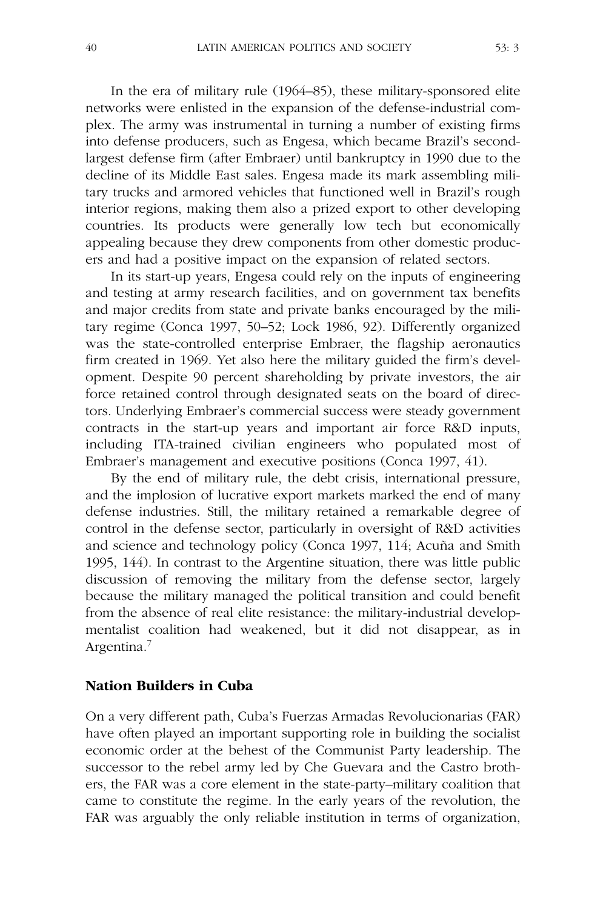In the era of military rule (1964–85), these military-sponsored elite networks were enlisted in the expansion of the defense-industrial complex. The army was instrumental in turning a number of existing firms into defense producers, such as Engesa, which became Brazil's second-largest defense firm (after Embraer) until bankruptcy in 1990 due to the decline of its Middle East sales. Engesa made its mark assembling military trucks and armored vehicles that functioned well in Brazil's rough interior regions, making them also a prized export to other developing countries. Its products were generally low tech but economically appealing because they drew components from other domestic producers and had a positive impact on the expansion of related sectors.

In its start-up years, Engesa could rely on the inputs of engineering and testing at army research facilities, and on government tax benefits and major credits from state and private banks encouraged by the military regime (Conca 1997, 50–52; Lock 1986, 92). Differently organized was the state-controlled enterprise Embraer, the flagship aeronautics firm created in 1969. Yet also here the military guided the firm's development. Despite 90 percent shareholding by private investors, the air force retained control through designated seats on the board of directors. Underlying Embraer's commercial success were steady government contracts in the start-up years and important air force R&D inputs, including ITA-trained civilian engineers who populated most of Embraer's management and executive positions (Conca 1997, 41).

By the end of military rule, the debt crisis, international pressure, and the implosion of lucrative export markets marked the end of many defense industries. Still, the military retained a remarkable degree of control in the defense sector, particularly in oversight of R&D activities and science and technology policy (Conca 1997, 114; Acuña and Smith 1995, 144). In contrast to the Argentine situation, there was little public discussion of removing the military from the defense sector, largely because the military managed the political transition and could benefit from the absence of real elite resistance: the military-industrial developmentalist coalition had weakened, but it did not disappear, as in Argentina.[7]

## Nation Builders in Cuba

On a very different path, Cuba's Fuerzas Armadas Revolucionarias (FAR) have often played an important supporting role in building the socialist economic order at the behest of the Communist Party leadership. The successor to the rebel army led by Che Guevara and the Castro brothers, the FAR was a core element in the state-party–military coalition that came to constitute the regime. In the early years of the revolution, the FAR was arguably the only reliable institution in terms of organization,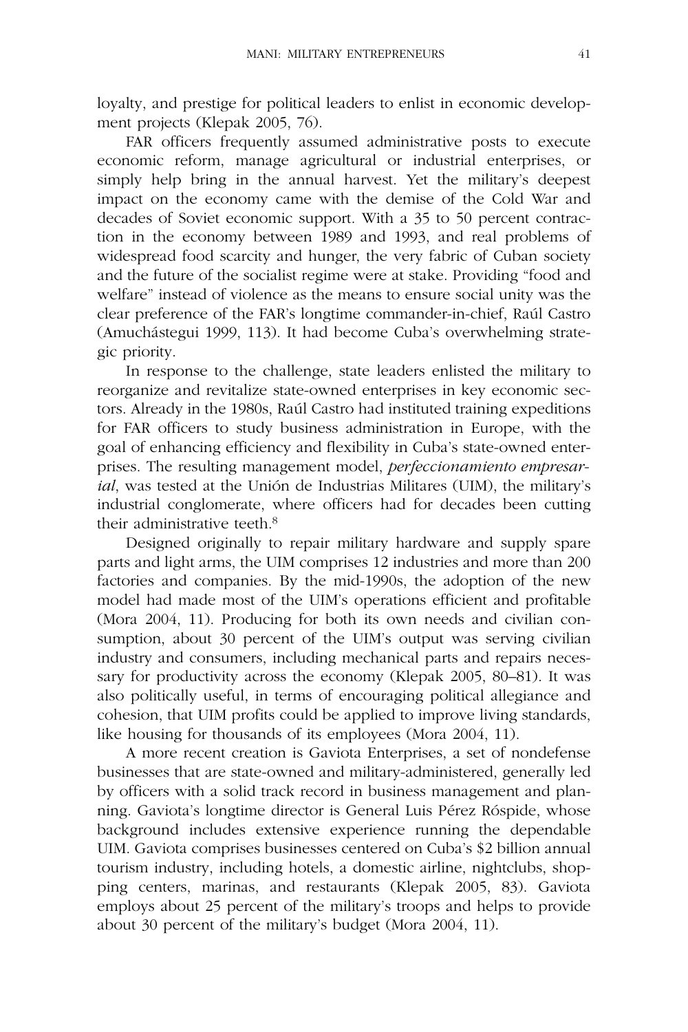loyalty, and prestige for political leaders to enlist in economic development projects (Klepak 2005, 76).

FAR officers frequently assumed administrative posts to execute economic reform, manage agricultural or industrial enterprises, or simply help bring in the annual harvest. Yet the military's deepest impact on the economy came with the demise of the Cold War and decades of Soviet economic support. With a 35 to 50 percent contraction in the economy between 1989 and 1993, and real problems of widespread food scarcity and hunger, the very fabric of Cuban society and the future of the socialist regime were at stake. Providing "food and welfare" instead of violence as the means to ensure social unity was the clear preference of the FAR's longtime commander-in-chief, Raúl Castro (Amuchástegui 1999, 113). It had become Cuba's overwhelming strategic priority.

In response to the challenge, state leaders enlisted the military to reorganize and revitalize state-owned enterprises in key economic sectors. Already in the 1980s, Raúl Castro had instituted training expeditions for FAR officers to study business administration in Europe, with the goal of enhancing efficiency and flexibility in Cuba's state-owned enterprises. The resulting management model, *perfeccionamiento empresarial*, was tested at the Unión de Industrias Militares (UIM), the military's industrial conglomerate, where officers had for decades been cutting their administrative teeth.[8]

Designed originally to repair military hardware and supply spare parts and light arms, the UIM comprises 12 industries and more than 200 factories and companies. By the mid-1990s, the adoption of the new model had made most of the UIM's operations efficient and profitable (Mora 2004, 11). Producing for both its own needs and civilian consumption, about 30 percent of the UIM's output was serving civilian industry and consumers, including mechanical parts and repairs necessary for productivity across the economy (Klepak 2005, 80–81). It was also politically useful, in terms of encouraging political allegiance and cohesion, that UIM profits could be applied to improve living standards, like housing for thousands of its employees (Mora 2004, 11).

A more recent creation is Gaviota Enterprises, a set of nondefense businesses that are state-owned and military-administered, generally led by officers with a solid track record in business management and planning. Gaviota's longtime director is General Luis Pérez Róspide, whose background includes extensive experience running the dependable UIM. Gaviota comprises businesses centered on Cuba's $2 billion annual tourism industry, including hotels, a domestic airline, nightclubs, shopping centers, marinas, and restaurants (Klepak 2005, 83). Gaviota employs about 25 percent of the military's troops and helps to provide about 30 percent of the military's budget (Mora 2004, 11).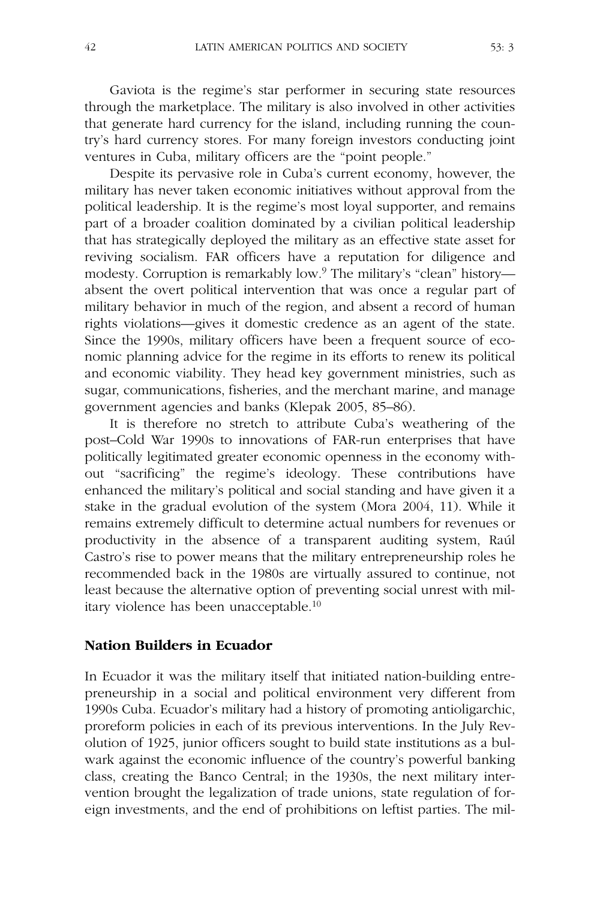Gaviota is the regime's star performer in securing state resources through the marketplace. The military is also involved in other activities that generate hard currency for the island, including running the country's hard currency stores. For many foreign investors conducting joint ventures in Cuba, military officers are the "point people."

Despite its pervasive role in Cuba's current economy, however, the military has never taken economic initiatives without approval from the political leadership. It is the regime's most loyal supporter, and remains part of a broader coalition dominated by a civilian political leadership that has strategically deployed the military as an effective state asset for reviving socialism. FAR officers have a reputation for diligence and modesty. Corruption is remarkably low.[9] The military's "clean" history—absent the overt political intervention that was once a regular part of military behavior in much of the region, and absent a record of human rights violations—gives it domestic credence as an agent of the state. Since the 1990s, military officers have been a frequent source of economic planning advice for the regime in its efforts to renew its political and economic viability. They head key government ministries, such as sugar, communications, fisheries, and the merchant marine, and manage government agencies and banks (Klepak 2005, 85–86).

It is therefore no stretch to attribute Cuba's weathering of the post–Cold War 1990s to innovations of FAR-run enterprises that have politically legitimated greater economic openness in the economy without "sacrificing" the regime's ideology. These contributions have enhanced the military's political and social standing and have given it a stake in the gradual evolution of the system (Mora 2004, 11). While it remains extremely difficult to determine actual numbers for revenues or productivity in the absence of a transparent auditing system, Raúl Castro's rise to power means that the military entrepreneurship roles he recommended back in the 1980s are virtually assured to continue, not least because the alternative option of preventing social unrest with military violence has been unacceptable.[10]

## Nation Builders in Ecuador

In Ecuador it was the military itself that initiated nation-building entrepreneurship in a social and political environment very different from 1990s Cuba. Ecuador's military had a history of promoting antioligarchic, proreform policies in each of its previous interventions. In the July Revolution of 1925, junior officers sought to build state institutions as a bulwark against the economic influence of the country's powerful banking class, creating the Banco Central; in the 1930s, the next military intervention brought the legalization of trade unions, state regulation of foreign investments, and the end of prohibitions on leftist parties. The mil-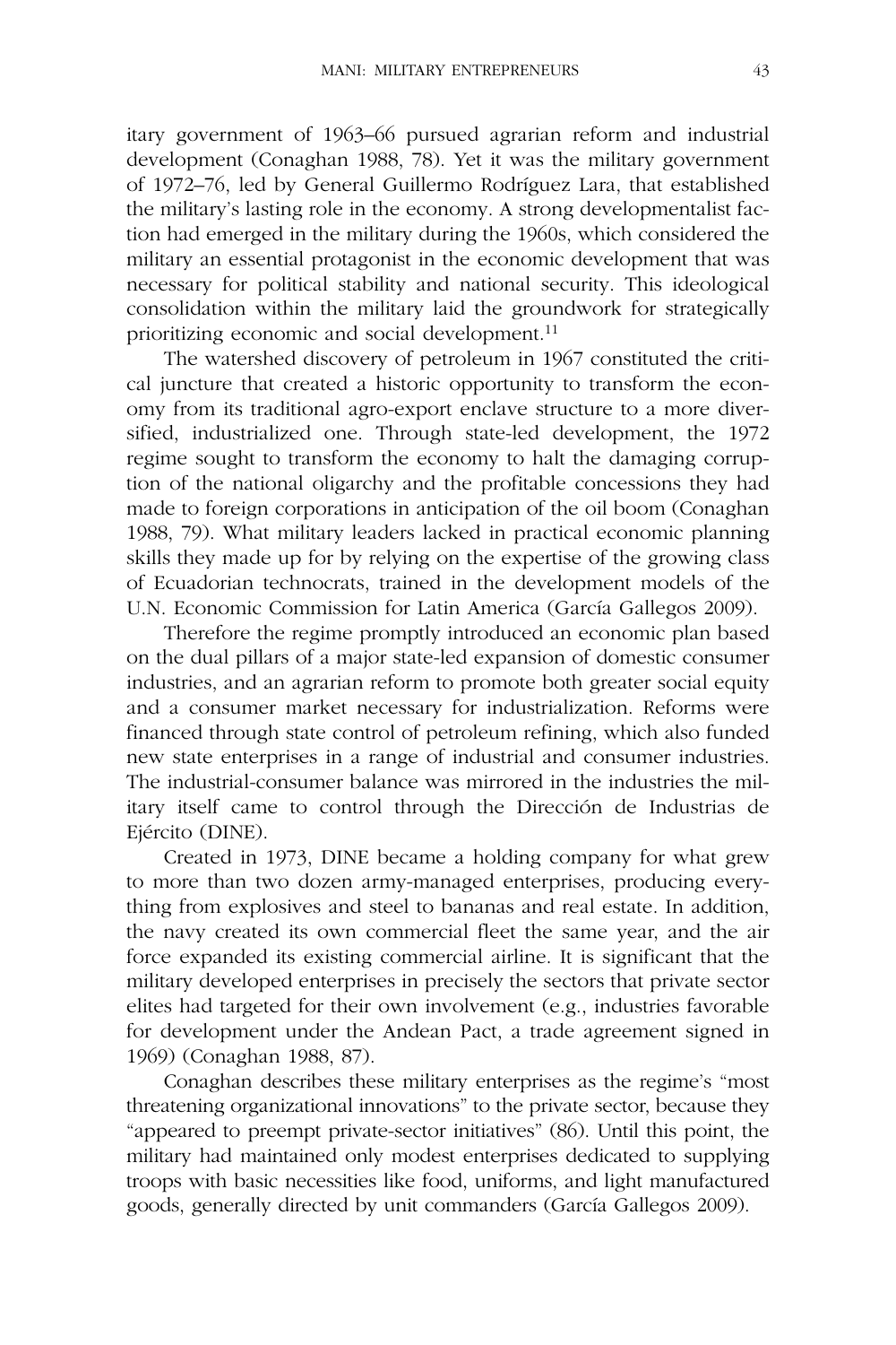itary government of 1963–66 pursued agrarian reform and industrial development (Conaghan 1988, 78). Yet it was the military government of 1972–76, led by General Guillermo Rodríguez Lara, that established the military's lasting role in the economy. A strong developmentalist faction had emerged in the military during the 1960s, which considered the military an essential protagonist in the economic development that was necessary for political stability and national security. This ideological consolidation within the military laid the groundwork for strategically prioritizing economic and social development.[11]

The watershed discovery of petroleum in 1967 constituted the critical juncture that created a historic opportunity to transform the economy from its traditional agro-export enclave structure to a more diversified, industrialized one. Through state-led development, the 1972 regime sought to transform the economy to halt the damaging corruption of the national oligarchy and the profitable concessions they had made to foreign corporations in anticipation of the oil boom (Conaghan 1988, 79). What military leaders lacked in practical economic planning skills they made up for by relying on the expertise of the growing class of Ecuadorian technocrats, trained in the development models of the U.N. Economic Commission for Latin America (García Gallegos 2009).

Therefore the regime promptly introduced an economic plan based on the dual pillars of a major state-led expansion of domestic consumer industries, and an agrarian reform to promote both greater social equity and a consumer market necessary for industrialization. Reforms were financed through state control of petroleum refining, which also funded new state enterprises in a range of industrial and consumer industries. The industrial-consumer balance was mirrored in the industries the military itself came to control through the Dirección de Industrias de Ejército (DINE).

Created in 1973, DINE became a holding company for what grew to more than two dozen army-managed enterprises, producing everything from explosives and steel to bananas and real estate. In addition, the navy created its own commercial fleet the same year, and the air force expanded its existing commercial airline. It is significant that the military developed enterprises in precisely the sectors that private sector elites had targeted for their own involvement (e.g., industries favorable for development under the Andean Pact, a trade agreement signed in 1969) (Conaghan 1988, 87).

Conaghan describes these military enterprises as the regime's "most threatening organizational innovations" to the private sector, because they "appeared to preempt private-sector initiatives" (86). Until this point, the military had maintained only modest enterprises dedicated to supplying troops with basic necessities like food, uniforms, and light manufactured goods, generally directed by unit commanders (García Gallegos 2009).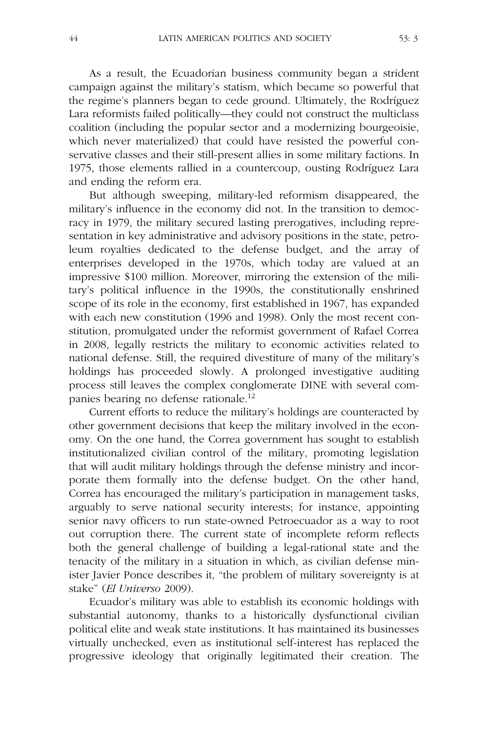As a result, the Ecuadorian business community began a strident campaign against the military's statism, which became so powerful that the regime's planners began to cede ground. Ultimately, the Rodríguez Lara reformists failed politically—they could not construct the multiclass coalition (including the popular sector and a modernizing bourgeoisie, which never materialized) that could have resisted the powerful conservative classes and their still-present allies in some military factions. In 1975, those elements rallied in a countercoup, ousting Rodríguez Lara and ending the reform era.

But although sweeping, military-led reformism disappeared, the military's influence in the economy did not. In the transition to democracy in 1979, the military secured lasting prerogatives, including representation in key administrative and advisory positions in the state, petroleum royalties dedicated to the defense budget, and the array of enterprises developed in the 1970s, which today are valued at an impressive \$100 million. Moreover, mirroring the extension of the military's political influence in the 1990s, the constitutionally enshrined scope of its role in the economy, first established in 1967, has expanded with each new constitution (1996 and 1998). Only the most recent constitution, promulgated under the reformist government of Rafael Correa in 2008, legally restricts the military to economic activities related to national defense. Still, the required divestiture of many of the military's holdings has proceeded slowly. A prolonged investigative auditing process still leaves the complex conglomerate DINE with several companies bearing no defense rationale.[12]

Current efforts to reduce the military's holdings are counteracted by other government decisions that keep the military involved in the economy. On the one hand, the Correa government has sought to establish institutionalized civilian control of the military, promoting legislation that will audit military holdings through the defense ministry and incorporate them formally into the defense budget. On the other hand, Correa has encouraged the military's participation in management tasks, arguably to serve national security interests; for instance, appointing senior navy officers to run state-owned Petroecuador as a way to root out corruption there. The current state of incomplete reform reflects both the general challenge of building a legal-rational state and the tenacity of the military in a situation in which, as civilian defense minister Javier Ponce describes it, "the problem of military sovereignty is at stake" (*El Universo* 2009).

Ecuador's military was able to establish its economic holdings with substantial autonomy, thanks to a historically dysfunctional civilian political elite and weak state institutions. It has maintained its businesses virtually unchecked, even as institutional self-interest has replaced the progressive ideology that originally legitimated their creation. The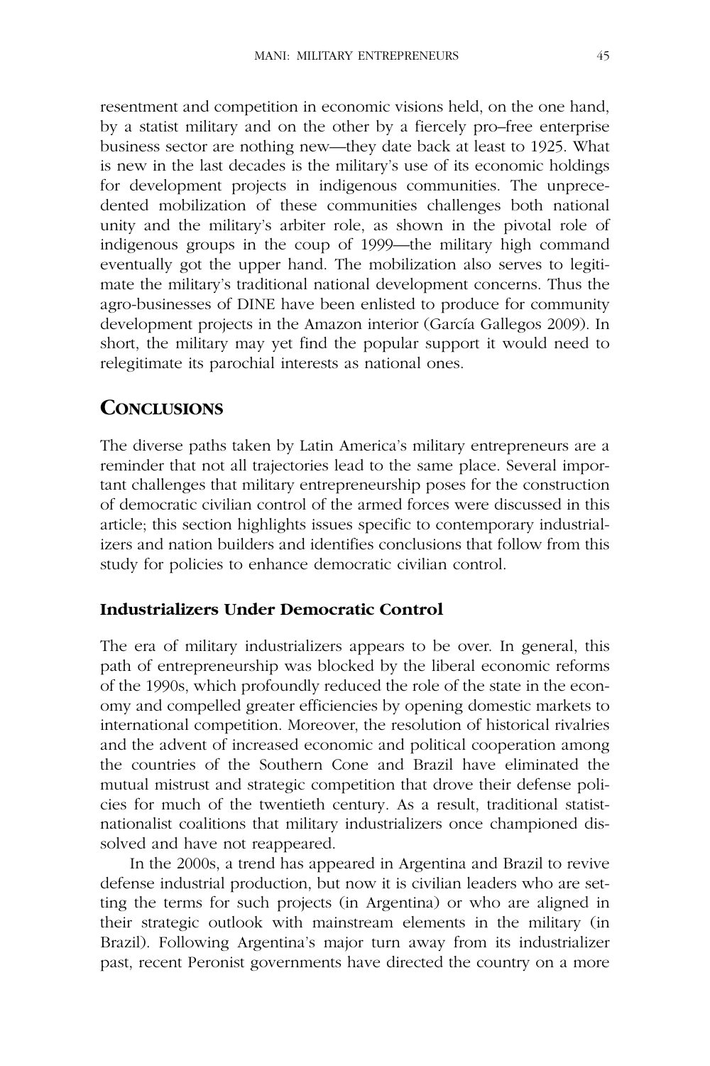resentment and competition in economic visions held, on the one hand, by a statist military and on the other by a fiercely pro–free enterprise business sector are nothing new—they date back at least to 1925. What is new in the last decades is the military's use of its economic holdings for development projects in indigenous communities. The unprecedented mobilization of these communities challenges both national unity and the military's arbiter role, as shown in the pivotal role of indigenous groups in the coup of 1999—the military high command eventually got the upper hand. The mobilization also serves to legitimate the military's traditional national development concerns. Thus the agro-businesses of DINE have been enlisted to produce for community development projects in the Amazon interior (García Gallegos 2009). In short, the military may yet find the popular support it would need to relegitimate its parochial interests as national ones.

## Conclusions

The diverse paths taken by Latin America's military entrepreneurs are a reminder that not all trajectories lead to the same place. Several important challenges that military entrepreneurship poses for the construction of democratic civilian control of the armed forces were discussed in this article; this section highlights issues specific to contemporary industrializers and nation builders and identifies conclusions that follow from this study for policies to enhance democratic civilian control.

### Industrializers Under Democratic Control

The era of military industrializers appears to be over. In general, this path of entrepreneurship was blocked by the liberal economic reforms of the 1990s, which profoundly reduced the role of the state in the economy and compelled greater efficiencies by opening domestic markets to international competition. Moreover, the resolution of historical rivalries and the advent of increased economic and political cooperation among the countries of the Southern Cone and Brazil have eliminated the mutual mistrust and strategic competition that drove their defense policies for much of the twentieth century. As a result, traditional statist-nationalist coalitions that military industrializers once championed dissolved and have not reappeared.

In the 2000s, a trend has appeared in Argentina and Brazil to revive defense industrial production, but now it is civilian leaders who are setting the terms for such projects (in Argentina) or who are aligned in their strategic outlook with mainstream elements in the military (in Brazil). Following Argentina's major turn away from its industrializer past, recent Peronist governments have directed the country on a more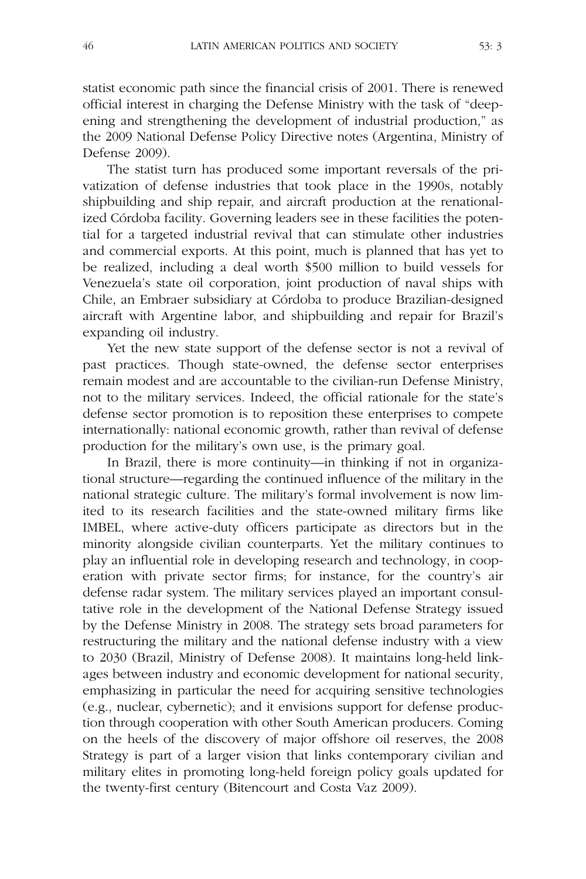statist economic path since the financial crisis of 2001. There is renewed official interest in charging the Defense Ministry with the task of "deepening and strengthening the development of industrial production," as the 2009 National Defense Policy Directive notes (Argentina, Ministry of Defense 2009).

The statist turn has produced some important reversals of the privatization of defense industries that took place in the 1990s, notably shipbuilding and ship repair, and aircraft production at the renationalized Córdoba facility. Governing leaders see in these facilities the potential for a targeted industrial revival that can stimulate other industries and commercial exports. At this point, much is planned that has yet to be realized, including a deal worth $500 million to build vessels for Venezuela's state oil corporation, joint production of naval ships with Chile, an Embraer subsidiary at Córdoba to produce Brazilian-designed aircraft with Argentine labor, and shipbuilding and repair for Brazil's expanding oil industry.

Yet the new state support of the defense sector is not a revival of past practices. Though state-owned, the defense sector enterprises remain modest and are accountable to the civilian-run Defense Ministry, not to the military services. Indeed, the official rationale for the state's defense sector promotion is to reposition these enterprises to compete internationally: national economic growth, rather than revival of defense production for the military's own use, is the primary goal.

In Brazil, there is more continuity—in thinking if not in organizational structure—regarding the continued influence of the military in the national strategic culture. The military's formal involvement is now limited to its research facilities and the state-owned military firms like IMBEL, where active-duty officers participate as directors but in the minority alongside civilian counterparts. Yet the military continues to play an influential role in developing research and technology, in cooperation with private sector firms; for instance, for the country's air defense radar system. The military services played an important consultative role in the development of the National Defense Strategy issued by the Defense Ministry in 2008. The strategy sets broad parameters for restructuring the military and the national defense industry with a view to 2030 (Brazil, Ministry of Defense 2008). It maintains long-held linkages between industry and economic development for national security, emphasizing in particular the need for acquiring sensitive technologies (e.g., nuclear, cybernetic); and it envisions support for defense production through cooperation with other South American producers. Coming on the heels of the discovery of major offshore oil reserves, the 2008 Strategy is part of a larger vision that links contemporary civilian and military elites in promoting long-held foreign policy goals updated for the twenty-first century (Bitencourt and Costa Vaz 2009).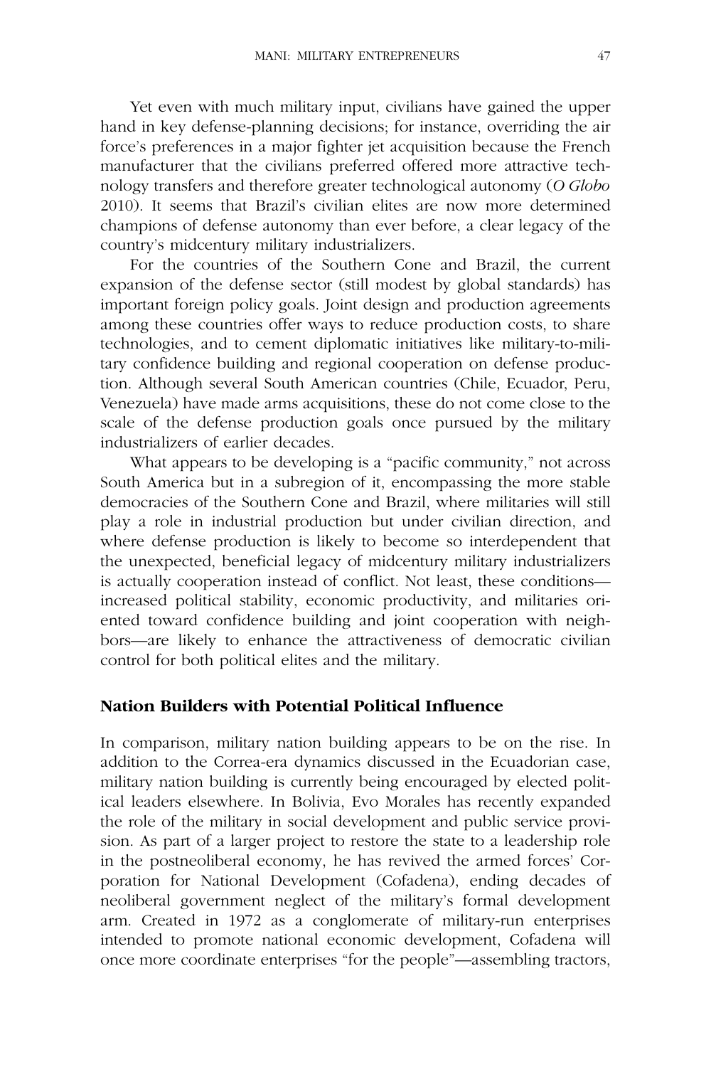Yet even with much military input, civilians have gained the upper hand in key defense-planning decisions; for instance, overriding the air force's preferences in a major fighter jet acquisition because the French manufacturer that the civilians preferred offered more attractive technology transfers and therefore greater technological autonomy (*O Globo* 2010). It seems that Brazil's civilian elites are now more determined champions of defense autonomy than ever before, a clear legacy of the country's midcentury military industrializers.

For the countries of the Southern Cone and Brazil, the current expansion of the defense sector (still modest by global standards) has important foreign policy goals. Joint design and production agreements among these countries offer ways to reduce production costs, to share technologies, and to cement diplomatic initiatives like military-to-military confidence building and regional cooperation on defense production. Although several South American countries (Chile, Ecuador, Peru, Venezuela) have made arms acquisitions, these do not come close to the scale of the defense production goals once pursued by the military industrializers of earlier decades.

What appears to be developing is a "pacific community," not across South America but in a subregion of it, encompassing the more stable democracies of the Southern Cone and Brazil, where militaries will still play a role in industrial production but under civilian direction, and where defense production is likely to become so interdependent that the unexpected, beneficial legacy of midcentury military industrializers is actually cooperation instead of conflict. Not least, these conditions—increased political stability, economic productivity, and militaries oriented toward confidence building and joint cooperation with neighbors—are likely to enhance the attractiveness of democratic civilian control for both political elites and the military.

## Nation Builders with Potential Political Influence

In comparison, military nation building appears to be on the rise. In addition to the Correa-era dynamics discussed in the Ecuadorian case, military nation building is currently being encouraged by elected political leaders elsewhere. In Bolivia, Evo Morales has recently expanded the role of the military in social development and public service provision. As part of a larger project to restore the state to a leadership role in the postneoliberal economy, he has revived the armed forces' Corporation for National Development (Cofadena), ending decades of neoliberal government neglect of the military's formal development arm. Created in 1972 as a conglomerate of military-run enterprises intended to promote national economic development, Cofadena will once more coordinate enterprises "for the people"—assembling tractors,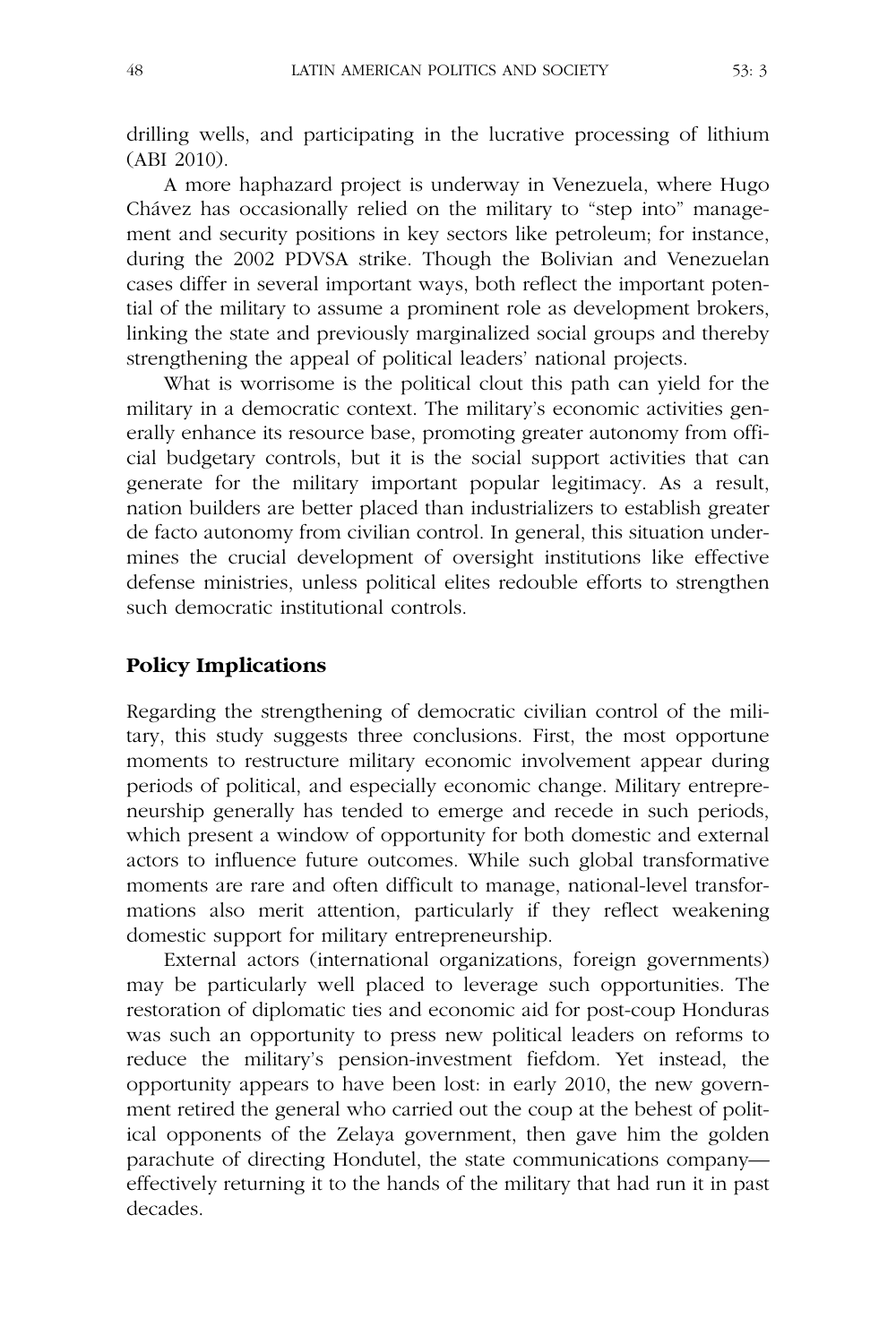drilling wells, and participating in the lucrative processing of lithium (ABI 2010).

A more haphazard project is underway in Venezuela, where Hugo Chávez has occasionally relied on the military to "step into" management and security positions in key sectors like petroleum; for instance, during the 2002 PDVSA strike. Though the Bolivian and Venezuelan cases differ in several important ways, both reflect the important potential of the military to assume a prominent role as development brokers, linking the state and previously marginalized social groups and thereby strengthening the appeal of political leaders' national projects.

What is worrisome is the political clout this path can yield for the military in a democratic context. The military's economic activities generally enhance its resource base, promoting greater autonomy from official budgetary controls, but it is the social support activities that can generate for the military important popular legitimacy. As a result, nation builders are better placed than industrializers to establish greater de facto autonomy from civilian control. In general, this situation undermines the crucial development of oversight institutions like effective defense ministries, unless political elites redouble efforts to strengthen such democratic institutional controls.

## Policy Implications

Regarding the strengthening of democratic civilian control of the military, this study suggests three conclusions. First, the most opportune moments to restructure military economic involvement appear during periods of political, and especially economic change. Military entrepreneurship generally has tended to emerge and recede in such periods, which present a window of opportunity for both domestic and external actors to influence future outcomes. While such global transformative moments are rare and often difficult to manage, national-level transformations also merit attention, particularly if they reflect weakening domestic support for military entrepreneurship.

External actors (international organizations, foreign governments) may be particularly well placed to leverage such opportunities. The restoration of diplomatic ties and economic aid for post-coup Honduras was such an opportunity to press new political leaders on reforms to reduce the military's pension-investment fiefdom. Yet instead, the opportunity appears to have been lost: in early 2010, the new government retired the general who carried out the coup at the behest of political opponents of the Zelaya government, then gave him the golden parachute of directing Hondutel, the state communications company—effectively returning it to the hands of the military that had run it in past decades.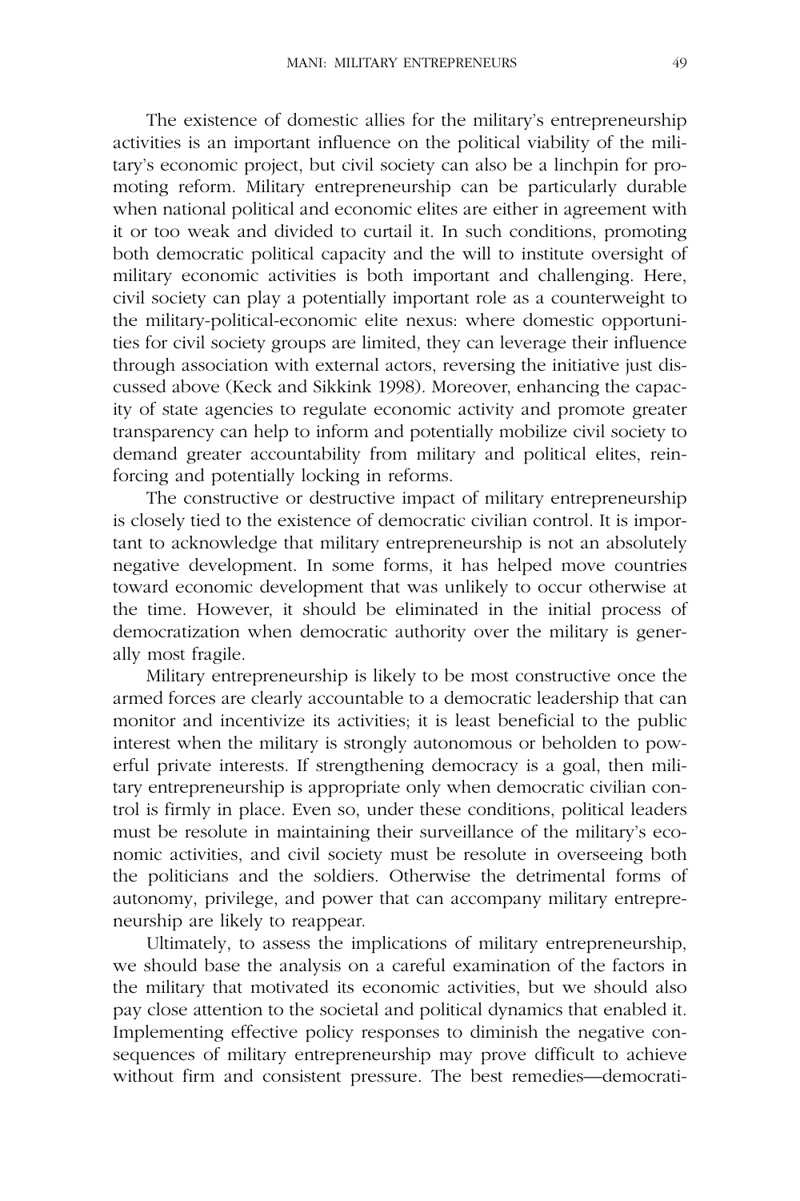The existence of domestic allies for the military's entrepreneurship activities is an important influence on the political viability of the military's economic project, but civil society can also be a linchpin for promoting reform. Military entrepreneurship can be particularly durable when national political and economic elites are either in agreement with it or too weak and divided to curtail it. In such conditions, promoting both democratic political capacity and the will to institute oversight of military economic activities is both important and challenging. Here, civil society can play a potentially important role as a counterweight to the military-political-economic elite nexus: where domestic opportunities for civil society groups are limited, they can leverage their influence through association with external actors, reversing the initiative just discussed above (Keck and Sikkink 1998). Moreover, enhancing the capacity of state agencies to regulate economic activity and promote greater transparency can help to inform and potentially mobilize civil society to demand greater accountability from military and political elites, reinforcing and potentially locking in reforms.

The constructive or destructive impact of military entrepreneurship is closely tied to the existence of democratic civilian control. It is important to acknowledge that military entrepreneurship is not an absolutely negative development. In some forms, it has helped move countries toward economic development that was unlikely to occur otherwise at the time. However, it should be eliminated in the initial process of democratization when democratic authority over the military is generally most fragile.

Military entrepreneurship is likely to be most constructive once the armed forces are clearly accountable to a democratic leadership that can monitor and incentivize its activities; it is least beneficial to the public interest when the military is strongly autonomous or beholden to powerful private interests. If strengthening democracy is a goal, then military entrepreneurship is appropriate only when democratic civilian control is firmly in place. Even so, under these conditions, political leaders must be resolute in maintaining their surveillance of the military's economic activities, and civil society must be resolute in overseeing both the politicians and the soldiers. Otherwise the detrimental forms of autonomy, privilege, and power that can accompany military entrepreneurship are likely to reappear.

Ultimately, to assess the implications of military entrepreneurship, we should base the analysis on a careful examination of the factors in the military that motivated its economic activities, but we should also pay close attention to the societal and political dynamics that enabled it. Implementing effective policy responses to diminish the negative consequences of military entrepreneurship may prove difficult to achieve without firm and consistent pressure. The best remedies—democrati-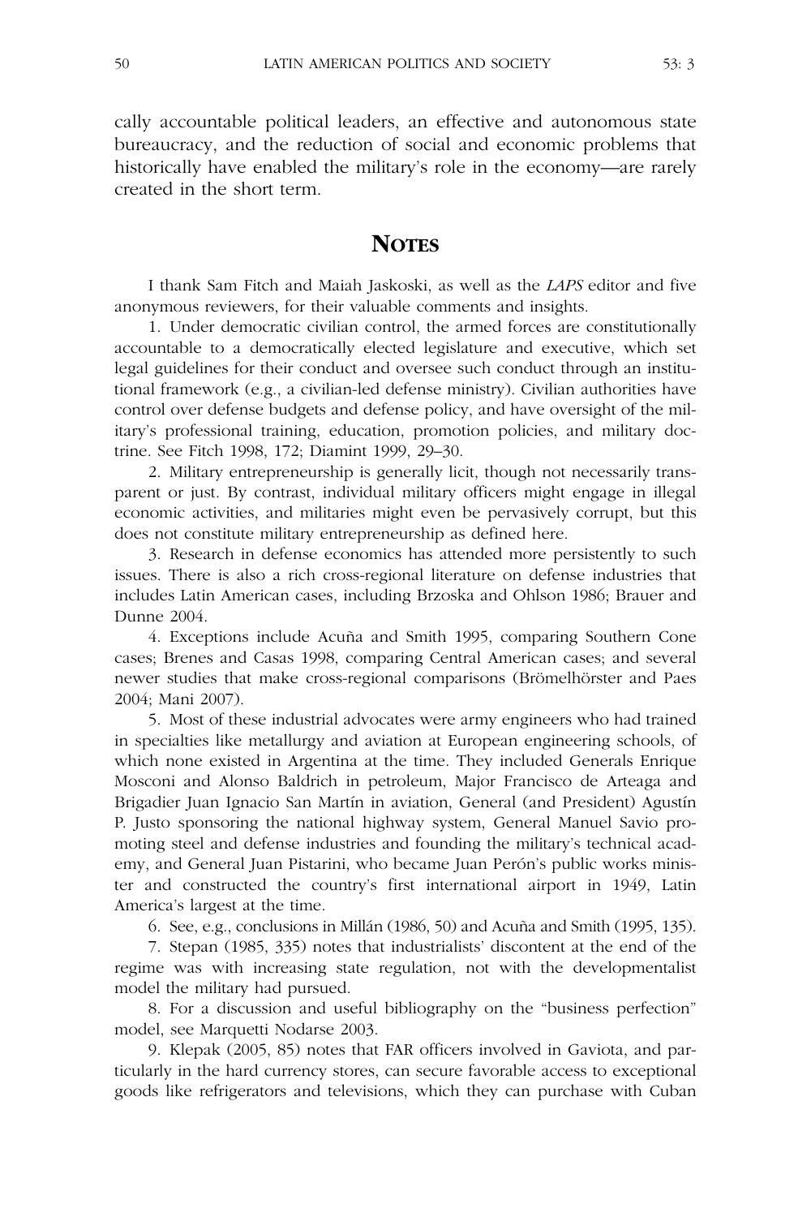cally accountable political leaders, an effective and autonomous state bureaucracy, and the reduction of social and economic problems that historically have enabled the military's role in the economy—are rarely created in the short term.

## NOTES

I thank Sam Fitch and Maiah Jaskoski, as well as the *LAPS* editor and five anonymous reviewers, for their valuable comments and insights.

1. Under democratic civilian control, the armed forces are constitutionally accountable to a democratically elected legislature and executive, which set legal guidelines for their conduct and oversee such conduct through an institutional framework (e.g., a civilian-led defense ministry). Civilian authorities have control over defense budgets and defense policy, and have oversight of the military's professional training, education, promotion policies, and military doctrine. See Fitch 1998, 172; Diamint 1999, 29–30.

2. Military entrepreneurship is generally licit, though not necessarily transparent or just. By contrast, individual military officers might engage in illegal economic activities, and militaries might even be pervasively corrupt, but this does not constitute military entrepreneurship as defined here.

3. Research in defense economics has attended more persistently to such issues. There is also a rich cross-regional literature on defense industries that includes Latin American cases, including Brzoska and Ohlson 1986; Brauer and Dunne 2004.

4. Exceptions include Acuña and Smith 1995, comparing Southern Cone cases; Brenes and Casas 1998, comparing Central American cases; and several newer studies that make cross-regional comparisons (Brömelhörster and Paes 2004; Mani 2007).

5. Most of these industrial advocates were army engineers who had trained in specialties like metallurgy and aviation at European engineering schools, of which none existed in Argentina at the time. They included Generals Enrique Mosconi and Alonso Baldrich in petroleum, Major Francisco de Arteaga and Brigadier Juan Ignacio San Martín in aviation, General (and President) Agustín P. Justo sponsoring the national highway system, General Manuel Savio promoting steel and defense industries and founding the military's technical academy, and General Juan Pistarini, who became Juan Perón's public works minister and constructed the country's first international airport in 1949, Latin America's largest at the time.

6. See, e.g., conclusions in Millán (1986, 50) and Acuña and Smith (1995, 135).

7. Stepan (1985, 335) notes that industrialists' discontent at the end of the regime was with increasing state regulation, not with the developmentalist model the military had pursued.

8. For a discussion and useful bibliography on the "business perfection" model, see Marquetti Nodarse 2003.

9. Klepak (2005, 85) notes that FAR officers involved in Gaviota, and particularly in the hard currency stores, can secure favorable access to exceptional goods like refrigerators and televisions, which they can purchase with Cuban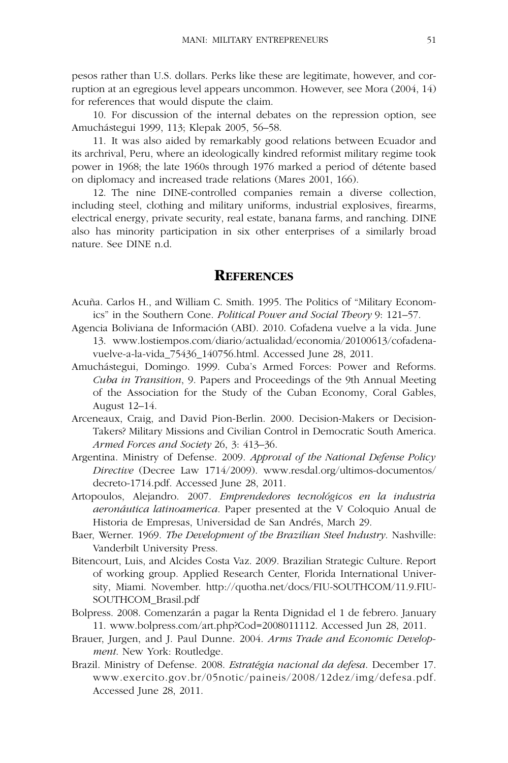pesos rather than U.S. dollars. Perks like these are legitimate, however, and corruption at an egregious level appears uncommon. However, see Mora (2004, 14) for references that would dispute the claim.

10. For discussion of the internal debates on the repression option, see Amuchástegui 1999, 113; Klepak 2005, 56–58.

11. It was also aided by remarkably good relations between Ecuador and its archrival, Peru, where an ideologically kindred reformist military regime took power in 1968; the late 1960s through 1976 marked a period of détente based on diplomacy and increased trade relations (Mares 2001, 166).

12. The nine DINE-controlled companies remain a diverse collection, including steel, clothing and military uniforms, industrial explosives, firearms, electrical energy, private security, real estate, banana farms, and ranching. DINE also has minority participation in six other enterprises of a similarly broad nature. See DINE n.d.

## REFERENCES

Acuña. Carlos H., and William C. Smith. 1995. The Politics of "Military Economics" in the Southern Cone. *Political Power and Social Theory* 9: 121–57.

Agencia Boliviana de Información (ABI). 2010. Cofadena vuelve a la vida. June 13. www.lostiempos.com/diario/actualidad/economia/20100613/cofadena-vuelve-a-la-vida_75436_140756.html. Accessed June 28, 2011.

Amuchástegui, Domingo. 1999. Cuba's Armed Forces: Power and Reforms. *Cuba in Transition*, 9. Papers and Proceedings of the 9th Annual Meeting of the Association for the Study of the Cuban Economy, Coral Gables, August 12–14.

Arceneaux, Craig, and David Pion-Berlin. 2000. Decision-Makers or Decision-Takers? Military Missions and Civilian Control in Democratic South America. *Armed Forces and Society* 26, 3: 413–36.

Argentina. Ministry of Defense. 2009. *Approval of the National Defense Policy Directive* (Decree Law 1714/2009). www.resdal.org/ultimos-documentos/decreto-1714.pdf. Accessed June 28, 2011.

Artopoulos, Alejandro. 2007. *Emprendedores tecnológicos en la industria aeronáutica latinoamerica*. Paper presented at the V Coloquio Anual de Historia de Empresas, Universidad de San Andrés, March 29.

Baer, Werner. 1969. *The Development of the Brazilian Steel Industry*. Nashville: Vanderbilt University Press.

Bitencourt, Luis, and Alcides Costa Vaz. 2009. Brazilian Strategic Culture. Report of working group. Applied Research Center, Florida International University, Miami. November. http://quotha.net/docs/FIU-SOUTHCOM/11.9.FIU-SOUTHCOM_Brasil.pdf

Bolpress. 2008. Comenzarán a pagar la Renta Dignidad el 1 de febrero. January 11. www.bolpress.com/art.php?Cod=2008011112. Accessed Jun 28, 2011.

Brauer, Jurgen, and J. Paul Dunne. 2004. *Arms Trade and Economic Development*. New York: Routledge.

Brazil. Ministry of Defense. 2008. *Estratégia nacional da defesa*. December 17. www.exercito.gov.br/05notic/paineis/2008/12dez/img/defesa.pdf. Accessed June 28, 2011.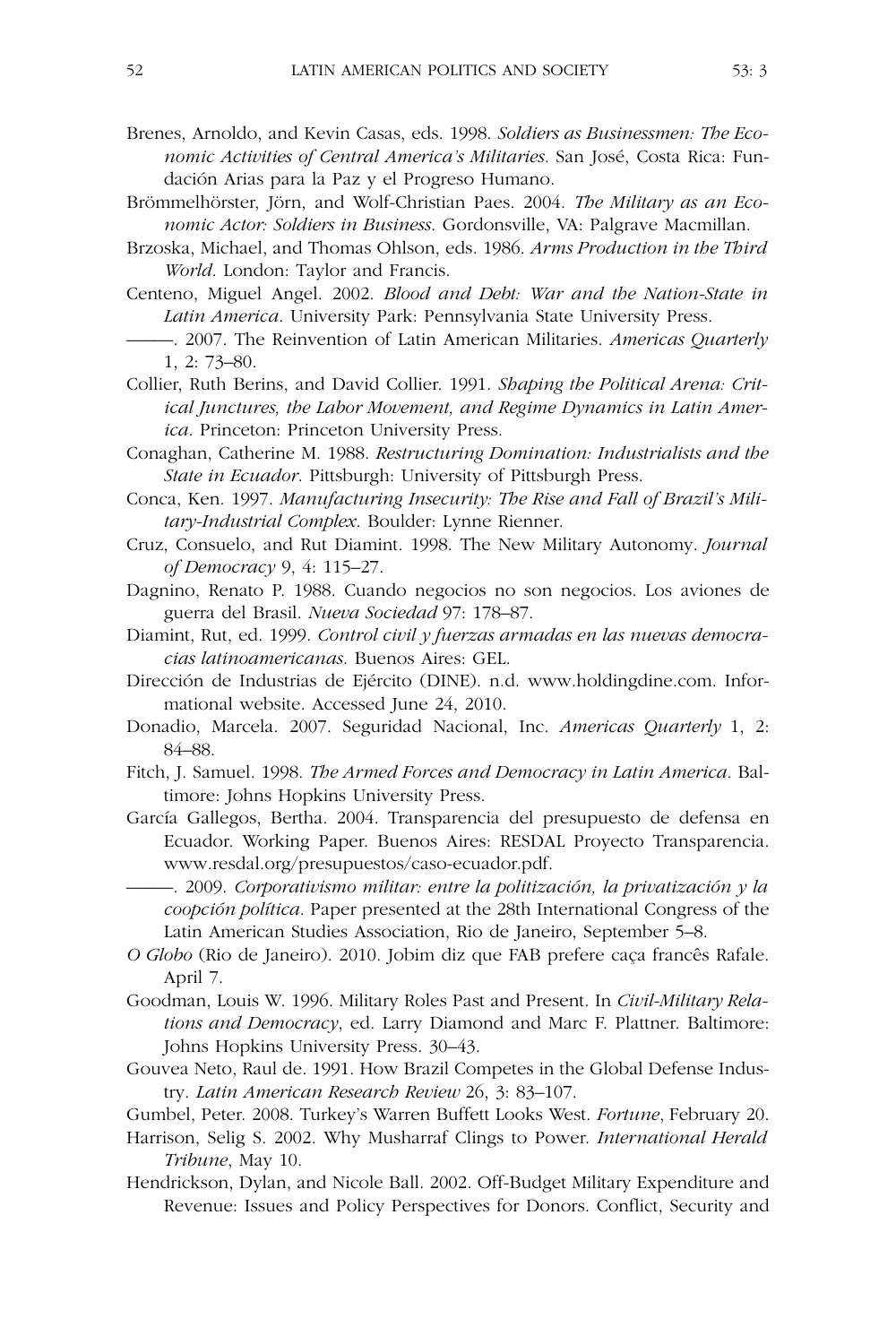Brenes, Arnoldo, and Kevin Casas, eds. 1998. *Soldiers as Businessmen: The Economic Activities of Central America's Militaries.* San José, Costa Rica: Fundación Arias para la Paz y el Progreso Humano.

Brömmelhörster, Jörn, and Wolf-Christian Paes. 2004. *The Military as an Economic Actor: Soldiers in Business.* Gordonsville, VA: Palgrave Macmillan.

Brzoska, Michael, and Thomas Ohlson, eds. 1986. *Arms Production in the Third World.* London: Taylor and Francis.

Centeno, Miguel Angel. 2002. *Blood and Debt: War and the Nation-State in Latin America*. University Park: Pennsylvania State University Press.

———. 2007. The Reinvention of Latin American Militaries. *Americas Quarterly* 1, 2: 73–80.

Collier, Ruth Berins, and David Collier. 1991. *Shaping the Political Arena: Critical Junctures, the Labor Movement, and Regime Dynamics in Latin America*. Princeton: Princeton University Press.

Conaghan, Catherine M. 1988. *Restructuring Domination: Industrialists and the State in Ecuador*. Pittsburgh: University of Pittsburgh Press.

Conca, Ken. 1997. *Manufacturing Insecurity: The Rise and Fall of Brazil's Military-Industrial Complex*. Boulder: Lynne Rienner.

Cruz, Consuelo, and Rut Diamint. 1998. The New Military Autonomy. *Journal of Democracy* 9, 4: 115–27.

Dagnino, Renato P. 1988. Cuando negocios no son negocios. Los aviones de guerra del Brasil. *Nueva Sociedad* 97: 178–87.

Diamint, Rut, ed. 1999. *Control civil y fuerzas armadas en las nuevas democracias latinoamericanas.* Buenos Aires: GEL.

Dirección de Industrias de Ejército (DINE). n.d. www.holdingdine.com. Informational website. Accessed June 24, 2010.

Donadio, Marcela. 2007. Seguridad Nacional, Inc. *Americas Quarterly* 1, 2: 84–88.

Fitch, J. Samuel. 1998. *The Armed Forces and Democracy in Latin America*. Baltimore: Johns Hopkins University Press.

García Gallegos, Bertha. 2004. Transparencia del presupuesto de defensa en Ecuador. Working Paper. Buenos Aires: RESDAL Proyecto Transparencia. www.resdal.org/presupuestos/caso-ecuador.pdf.

———. 2009. *Corporativismo militar: entre la politización, la privatización y la coopción política*. Paper presented at the 28th International Congress of the Latin American Studies Association, Rio de Janeiro, September 5–8.

*O Globo* (Rio de Janeiro). 2010. Jobim diz que FAB prefere caça francês Rafale. April 7.

Goodman, Louis W. 1996. Military Roles Past and Present. In *Civil-Military Relations and Democracy*, ed. Larry Diamond and Marc F. Plattner. Baltimore: Johns Hopkins University Press. 30–43.

Gouvea Neto, Raul de. 1991. How Brazil Competes in the Global Defense Industry. *Latin American Research Review* 26, 3: 83–107.

Gumbel, Peter. 2008. Turkey's Warren Buffett Looks West. *Fortune*, February 20.

Harrison, Selig S. 2002. Why Musharraf Clings to Power. *International Herald Tribune*, May 10.

Hendrickson, Dylan, and Nicole Ball. 2002. Off-Budget Military Expenditure and Revenue: Issues and Policy Perspectives for Donors. Conflict, Security and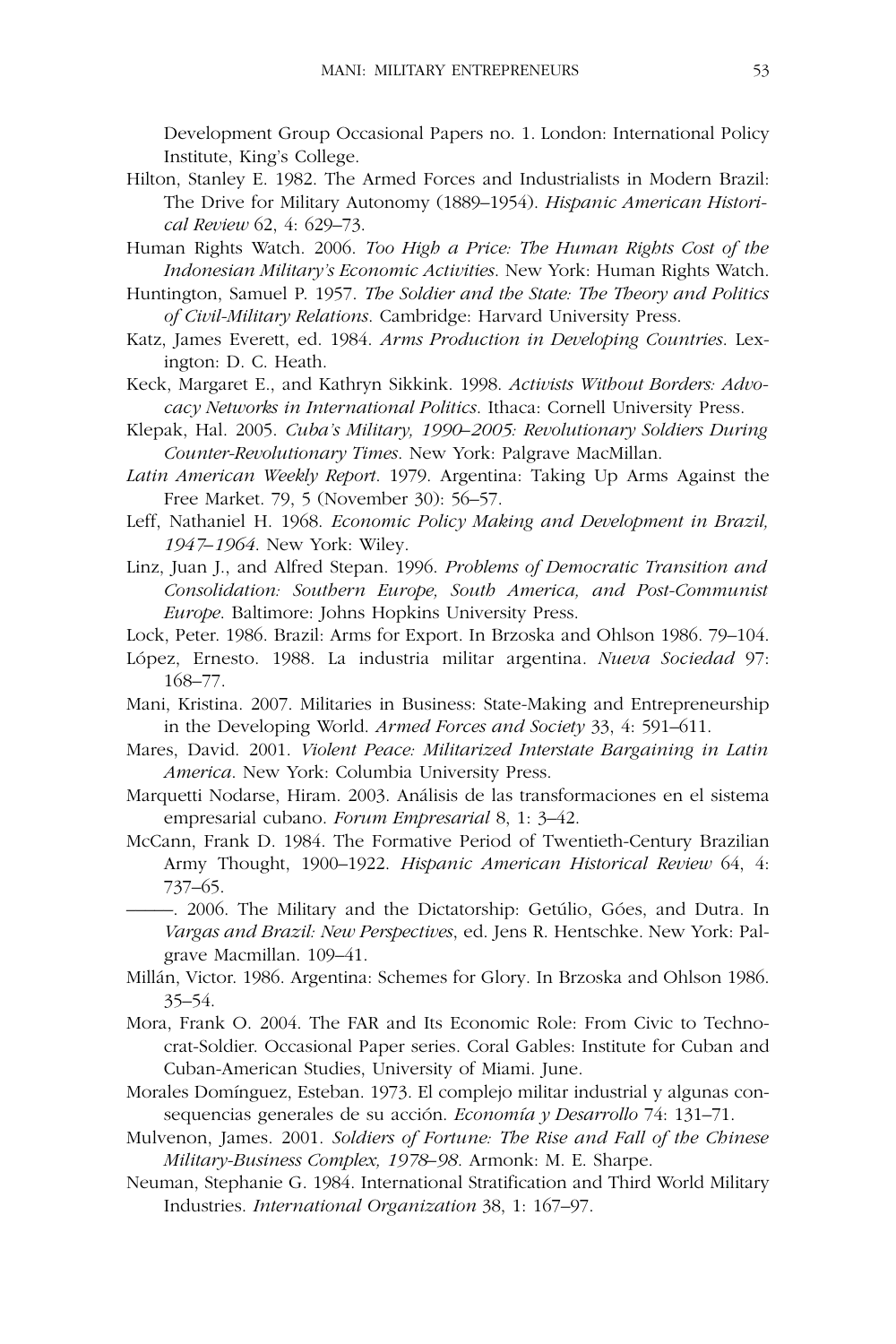Development Group Occasional Papers no. 1. London: International Policy Institute, King's College.

Hilton, Stanley E. 1982. The Armed Forces and Industrialists in Modern Brazil: The Drive for Military Autonomy (1889–1954). *Hispanic American Historical Review* 62, 4: 629–73.

Human Rights Watch. 2006. *Too High a Price: The Human Rights Cost of the Indonesian Military's Economic Activities*. New York: Human Rights Watch.

Huntington, Samuel P. 1957. *The Soldier and the State: The Theory and Politics of Civil-Military Relations.* Cambridge: Harvard University Press.

Katz, James Everett, ed. 1984. *Arms Production in Developing Countries*. Lexington: D. C. Heath.

Keck, Margaret E., and Kathryn Sikkink. 1998. *Activists Without Borders: Advocacy Networks in International Politics*. Ithaca: Cornell University Press.

Klepak, Hal. 2005. *Cuba's Military, 1990–2005: Revolutionary Soldiers During Counter-Revolutionary Times.* New York: Palgrave MacMillan.

*Latin American Weekly Report*. 1979. Argentina: Taking Up Arms Against the Free Market. 79, 5 (November 30): 56–57.

Leff, Nathaniel H. 1968. *Economic Policy Making and Development in Brazil, 1947–1964.* New York: Wiley.

Linz, Juan J., and Alfred Stepan. 1996. *Problems of Democratic Transition and Consolidation: Southern Europe, South America, and Post-Communist Europe*. Baltimore: Johns Hopkins University Press.

Lock, Peter. 1986. Brazil: Arms for Export. In Brzoska and Ohlson 1986. 79–104.

López, Ernesto. 1988. La industria militar argentina. *Nueva Sociedad* 97: 168–77.

Mani, Kristina. 2007. Militaries in Business: State-Making and Entrepreneurship in the Developing World. *Armed Forces and Society* 33, 4: 591–611.

Mares, David. 2001. *Violent Peace: Militarized Interstate Bargaining in Latin America*. New York: Columbia University Press.

Marquetti Nodarse, Hiram. 2003. Análisis de las transformaciones en el sistema empresarial cubano. *Forum Empresarial* 8, 1: 3–42.

McCann, Frank D. 1984. The Formative Period of Twentieth-Century Brazilian Army Thought, 1900–1922. *Hispanic American Historical Review* 64, 4: 737–65.

———. 2006. The Military and the Dictatorship: Getúlio, Góes, and Dutra. In *Vargas and Brazil: New Perspectives*, ed. Jens R. Hentschke. New York: Palgrave Macmillan. 109–41.

Millán, Victor. 1986. Argentina: Schemes for Glory. In Brzoska and Ohlson 1986. 35–54.

Mora, Frank O. 2004. The FAR and Its Economic Role: From Civic to Technocrat-Soldier. Occasional Paper series. Coral Gables: Institute for Cuban and Cuban-American Studies, University of Miami. June.

Morales Domínguez, Esteban. 1973. El complejo militar industrial y algunas consequencias generales de su acción. *Economía y Desarrollo* 74: 131–71.

Mulvenon, James. 2001. *Soldiers of Fortune: The Rise and Fall of the Chinese Military-Business Complex, 1978–98*. Armonk: M. E. Sharpe.

Neuman, Stephanie G. 1984. International Stratification and Third World Military Industries. *International Organization* 38, 1: 167–97.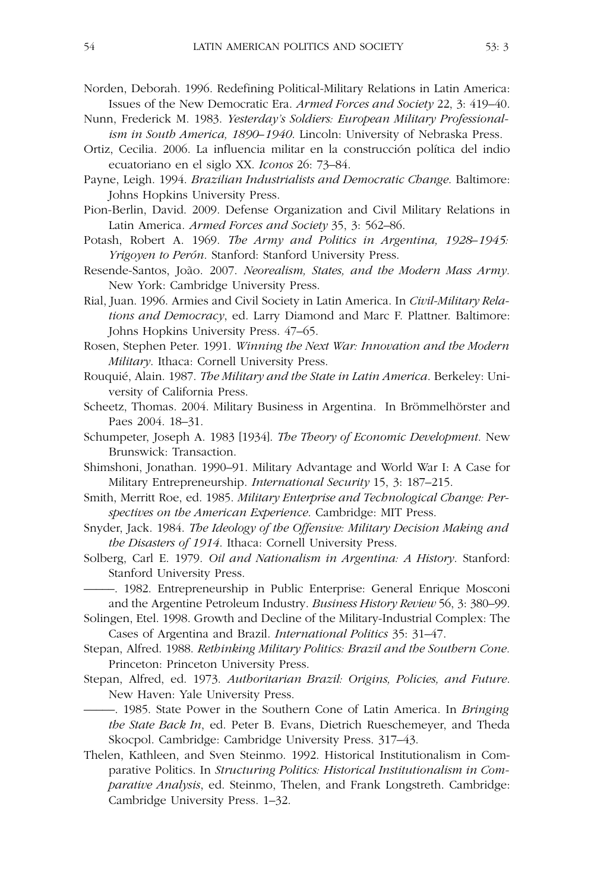Norden, Deborah. 1996. Redefining Political-Military Relations in Latin America: Issues of the New Democratic Era. *Armed Forces and Society* 22, 3: 419–40.

Nunn, Frederick M. 1983. *Yesterday's Soldiers: European Military Professionalism in South America, 1890–1940*. Lincoln: University of Nebraska Press.

Ortiz, Cecilia. 2006. La influencia militar en la construcción política del indio ecuatoriano en el siglo XX. *Iconos* 26: 73–84.

Payne, Leigh. 1994. *Brazilian Industrialists and Democratic Change*. Baltimore: Johns Hopkins University Press.

Pion-Berlin, David. 2009. Defense Organization and Civil Military Relations in Latin America. *Armed Forces and Society* 35, 3: 562–86.

Potash, Robert A. 1969. *The Army and Politics in Argentina, 1928–1945: Yrigoyen to Perón*. Stanford: Stanford University Press.

Resende-Santos, João. 2007. *Neorealism, States, and the Modern Mass Army*. New York: Cambridge University Press.

Rial, Juan. 1996. Armies and Civil Society in Latin America. In *Civil-Military Relations and Democracy*, ed. Larry Diamond and Marc F. Plattner. Baltimore: Johns Hopkins University Press. 47–65.

Rosen, Stephen Peter. 1991. *Winning the Next War: Innovation and the Modern Military*. Ithaca: Cornell University Press.

Rouquié, Alain. 1987. *The Military and the State in Latin America*. Berkeley: University of California Press.

Scheetz, Thomas. 2004. Military Business in Argentina. In Brömmelhörster and Paes 2004. 18–31.

Schumpeter, Joseph A. 1983 [1934]. *The Theory of Economic Development*. New Brunswick: Transaction.

Shimshoni, Jonathan. 1990–91. Military Advantage and World War I: A Case for Military Entrepreneurship. *International Security* 15, 3: 187–215.

Smith, Merritt Roe, ed. 1985. *Military Enterprise and Technological Change: Perspectives on the American Experience*. Cambridge: MIT Press.

Snyder, Jack. 1984. *The Ideology of the Offensive: Military Decision Making and the Disasters of 1914*. Ithaca: Cornell University Press.

Solberg, Carl E. 1979. *Oil and Nationalism in Argentina: A History*. Stanford: Stanford University Press.

———. 1982. Entrepreneurship in Public Enterprise: General Enrique Mosconi and the Argentine Petroleum Industry. *Business History Review* 56, 3: 380–99.

Solingen, Etel. 1998. Growth and Decline of the Military-Industrial Complex: The Cases of Argentina and Brazil. *International Politics* 35: 31–47.

Stepan, Alfred. 1988. *Rethinking Military Politics: Brazil and the Southern Cone*. Princeton: Princeton University Press.

Stepan, Alfred, ed. 1973. *Authoritarian Brazil: Origins, Policies, and Future*. New Haven: Yale University Press.

———. 1985. State Power in the Southern Cone of Latin America. In *Bringing the State Back In*, ed. Peter B. Evans, Dietrich Rueschemeyer, and Theda Skocpol. Cambridge: Cambridge University Press. 317–43.

Thelen, Kathleen, and Sven Steinmo. 1992. Historical Institutionalism in Comparative Politics. In *Structuring Politics: Historical Institutionalism in Comparative Analysis*, ed. Steinmo, Thelen, and Frank Longstreth. Cambridge: Cambridge University Press. 1–32.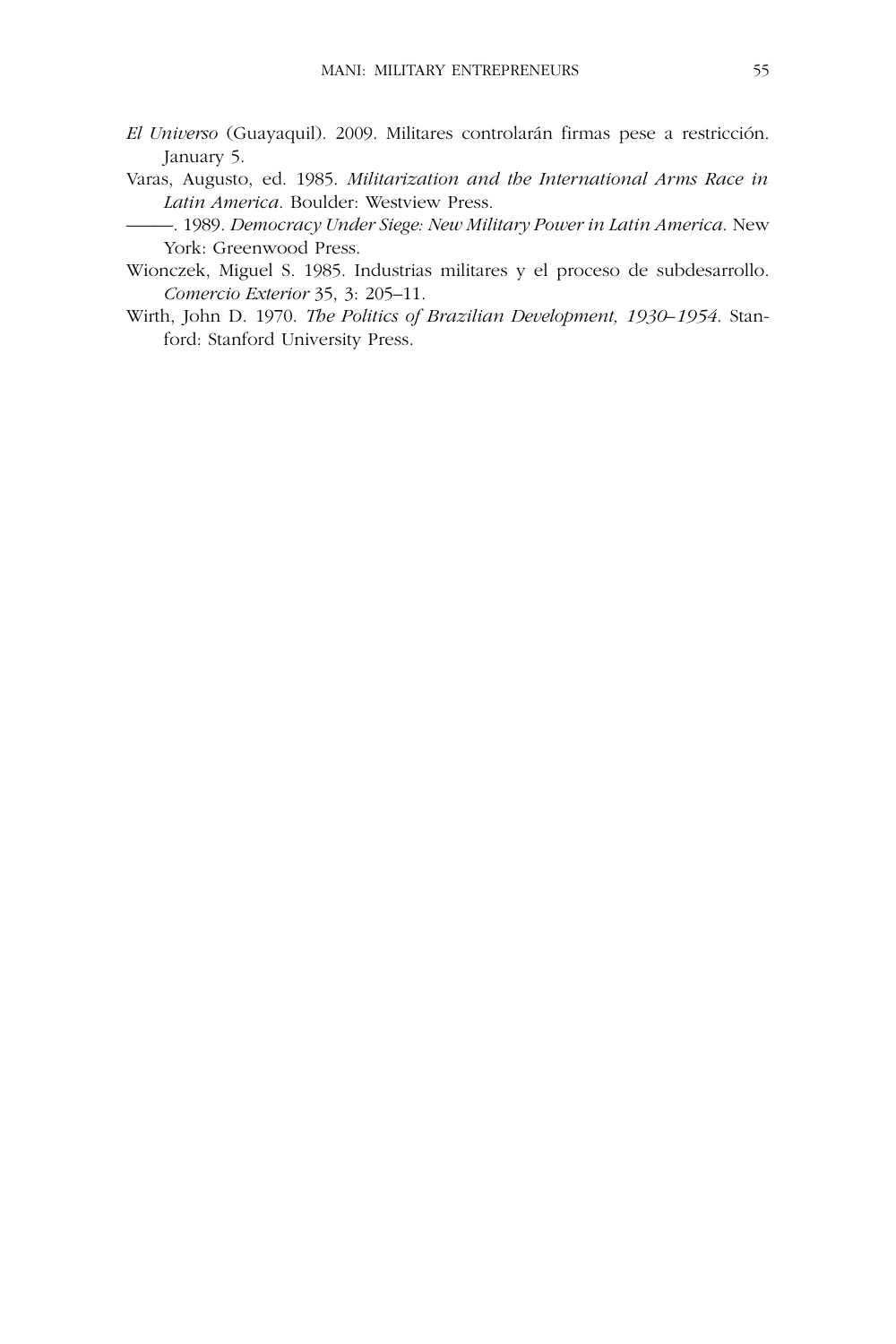*El Universo* (Guayaquil). 2009. Militares controlarán firmas pese a restricción. January 5.

Varas, Augusto, ed. 1985. *Militarization and the International Arms Race in Latin America*. Boulder: Westview Press.

———. 1989. *Democracy Under Siege: New Military Power in Latin America*. New York: Greenwood Press.

Wionczek, Miguel S. 1985. Industrias militares y el proceso de subdesarrollo. *Comercio Exterior* 35, 3: 205–11.

Wirth, John D. 1970. *The Politics of Brazilian Development, 1930–1954*. Stanford: Stanford University Press.